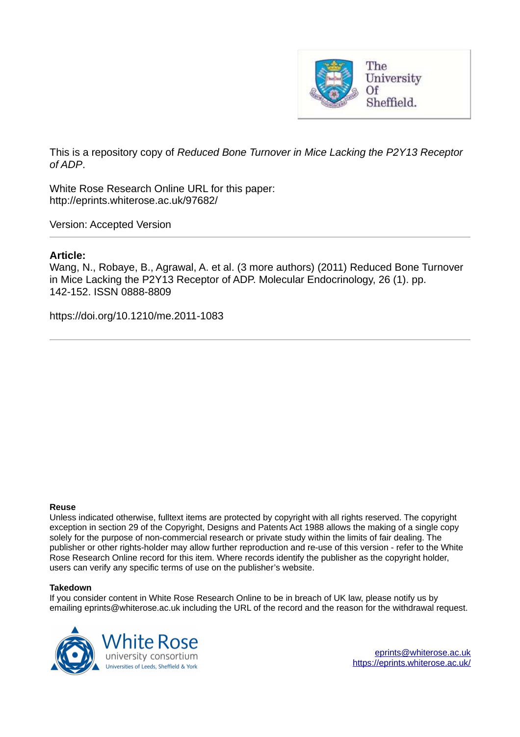This is a repository copy of *Reduced Bone Turnover in Mice Lacking the P2Y13 Receptor of ADP*.

White Rose Research Online URL for this paper:
http://eprints.whiterose.ac.uk/97682/

Version: Accepted Version

---

**Article:**

Wang, N., Robaye, B., Agrawal, A. et al. (3 more authors) (2011) Reduced Bone Turnover in Mice Lacking the P2Y13 Receptor of ADP. Molecular Endocrinology, 26 (1). pp. 142-152. ISSN 0888-8809

https://doi.org/10.1210/me.2011-1083

---

**Reuse**

Unless indicated otherwise, fulltext items are protected by copyright with all rights reserved. The copyright exception in section 29 of the Copyright, Designs and Patents Act 1988 allows the making of a single copy solely for the purpose of non-commercial research or private study within the limits of fair dealing. The publisher or other rights-holder may allow further reproduction and re-use of this version - refer to the White Rose Research Online record for this item. Where records identify the publisher as the copyright holder, users can verify any specific terms of use on the publisher's website.

**Takedown**

If you consider content in White Rose Research Online to be in breach of UK law, please notify us by emailing eprints@whiterose.ac.uk including the URL of the record and the reason for the withdrawal request.

eprints@whiterose.ac.uk
https://eprints.whiterose.ac.uk/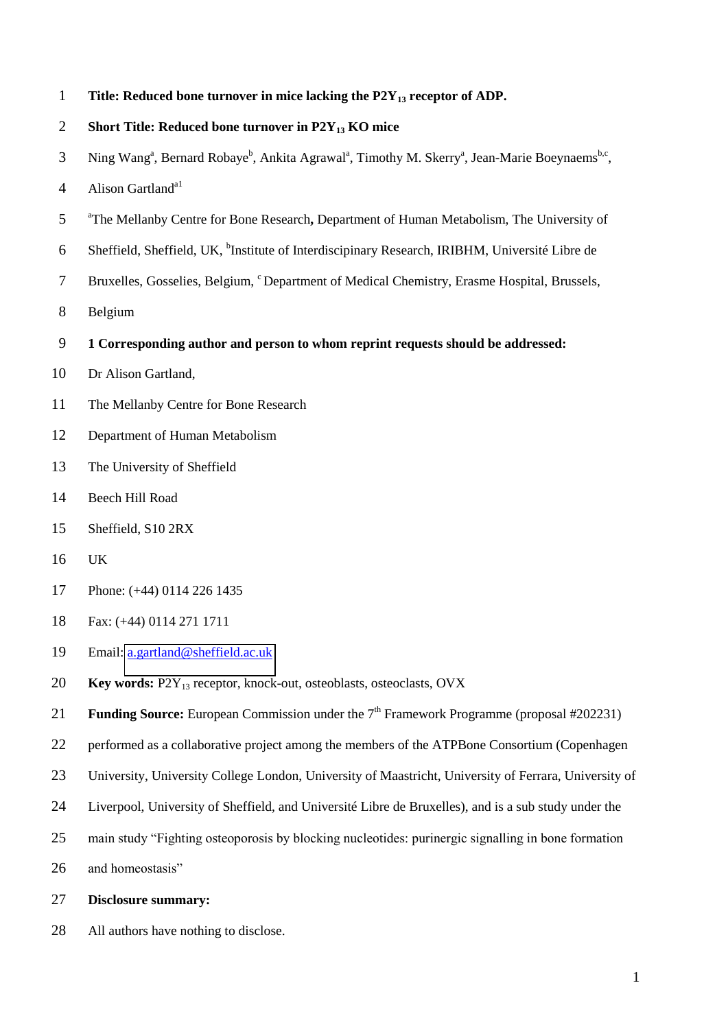**Title: Reduced bone turnover in mice lacking the $P2Y_{13}$ receptor of ADP.**

**Short Title: Reduced bone turnover in $P2Y_{13}$ KO mice**

Ning Wang[a], Bernard Robaye[b], Ankita Agrawal[a], Timothy M. Skerry[a], Jean-Marie Boeynaems[b,c], Alison Gartland[a1]

[a]The Mellanby Centre for Bone Research, Department of Human Metabolism, The University of Sheffield, Sheffield, UK, [b]Institute of Interdiscipinary Research, IRIBHM, Université Libre de Bruxelles, Gosselies, Belgium, [c] Department of Medical Chemistry, Erasme Hospital, Brussels, Belgium

**1 Corresponding author and person to whom reprint requests should be addressed:**

Dr Alison Gartland,

The Mellanby Centre for Bone Research

Department of Human Metabolism

The University of Sheffield

Beech Hill Road

Sheffield, S10 2RX

UK

Phone: (+44) 0114 226 1435

Fax: (+44) 0114 271 1711

Email: a.gartland@sheffield.ac.uk

**Key words:** $P2Y_{13}$ receptor, knock-out, osteoblasts, osteoclasts, OVX

**Funding Source:** European Commission under the 7th Framework Programme (proposal #202231) performed as a collaborative project among the members of the ATPBone Consortium (Copenhagen University, University College London, University of Maastricht, University of Ferrara, University of Liverpool, University of Sheffield, and Université Libre de Bruxelles), and is a sub study under the main study "Fighting osteoporosis by blocking nucleotides: purinergic signalling in bone formation and homeostasis"

**Disclosure summary:**

All authors have nothing to disclose.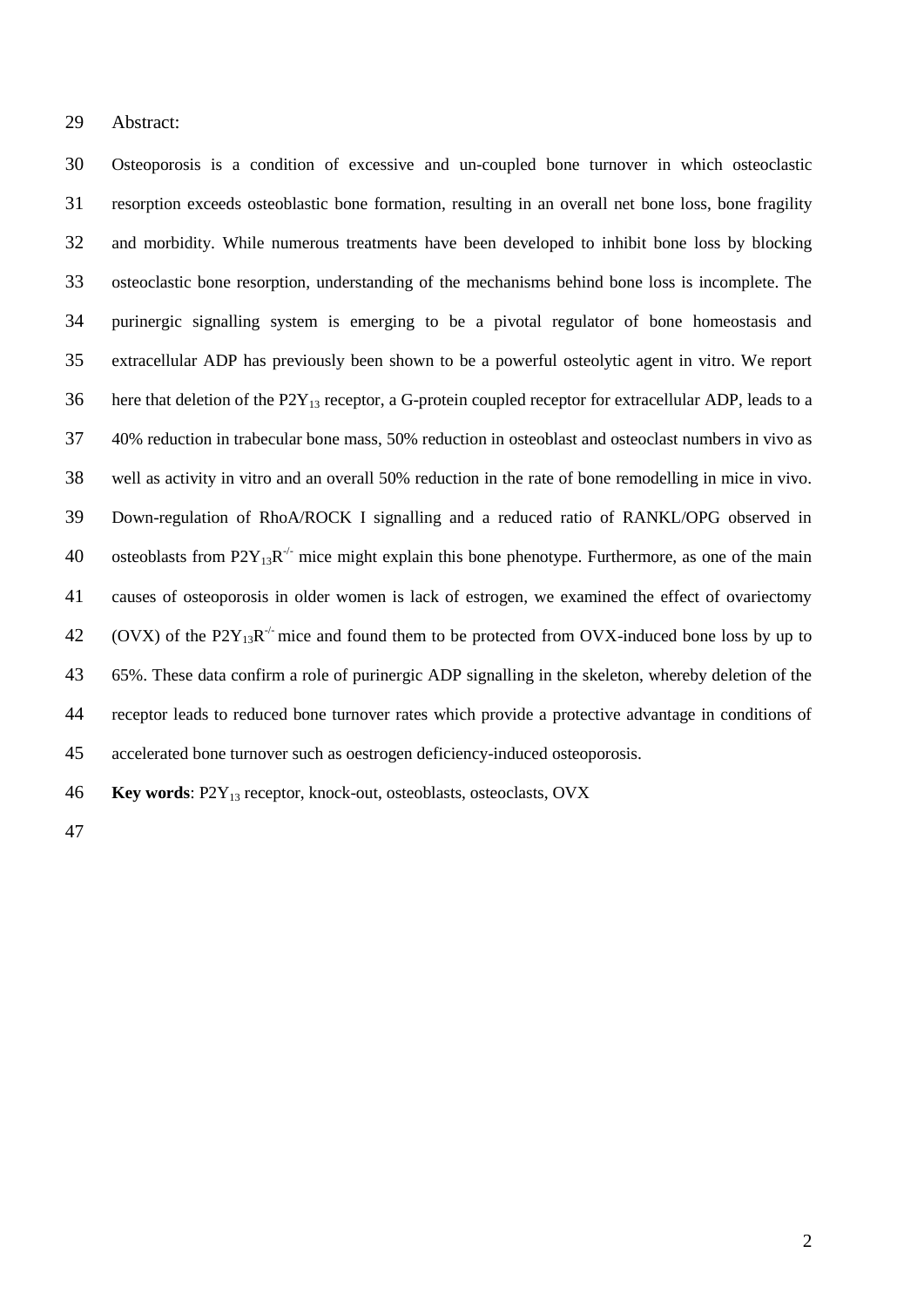Abstract:

Osteoporosis is a condition of excessive and un-coupled bone turnover in which osteoclastic resorption exceeds osteoblastic bone formation, resulting in an overall net bone loss, bone fragility and morbidity. While numerous treatments have been developed to inhibit bone loss by blocking osteoclastic bone resorption, understanding of the mechanisms behind bone loss is incomplete. The purinergic signalling system is emerging to be a pivotal regulator of bone homeostasis and extracellular ADP has previously been shown to be a powerful osteolytic agent in vitro. We report here that deletion of the $P2Y_{13}$ receptor, a G-protein coupled receptor for extracellular ADP, leads to a 40% reduction in trabecular bone mass, 50% reduction in osteoblast and osteoclast numbers in vivo as well as activity in vitro and an overall 50% reduction in the rate of bone remodelling in mice in vivo. Down-regulation of RhoA/ROCK I signalling and a reduced ratio of RANKL/OPG observed in osteoblasts from $P2Y_{13}R^{-/-}$ mice might explain this bone phenotype. Furthermore, as one of the main causes of osteoporosis in older women is lack of estrogen, we examined the effect of ovariectomy (OVX) of the $P2Y_{13}R^{-/-}$ mice and found them to be protected from OVX-induced bone loss by up to 65%. These data confirm a role of purinergic ADP signalling in the skeleton, whereby deletion of the receptor leads to reduced bone turnover rates which provide a protective advantage in conditions of accelerated bone turnover such as oestrogen deficiency-induced osteoporosis.

**Key words**: $P2Y_{13}$ receptor, knock-out, osteoblasts, osteoclasts, OVX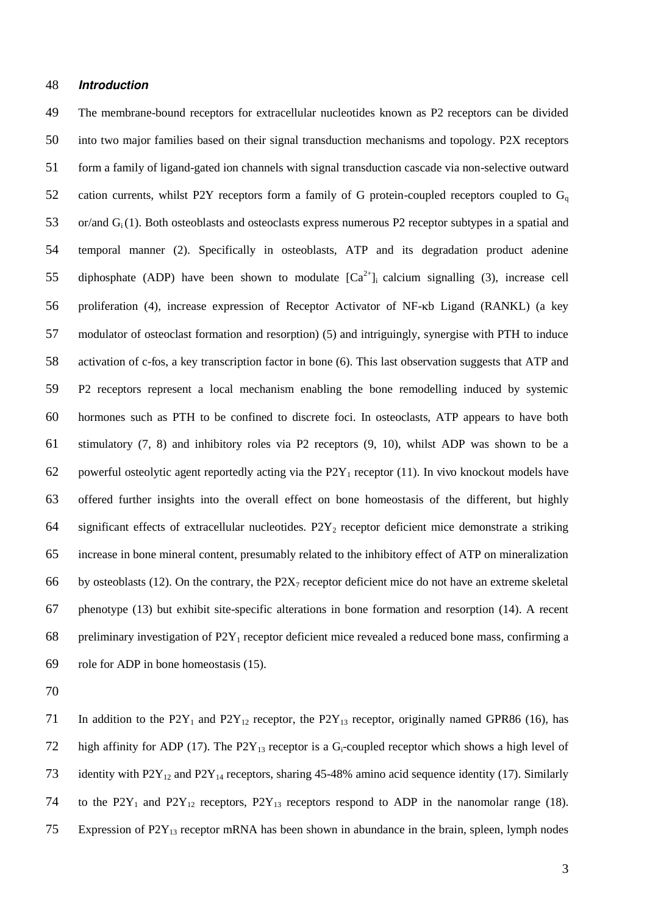### *Introduction*

The membrane-bound receptors for extracellular nucleotides known as P2 receptors can be divided into two major families based on their signal transduction mechanisms and topology. P2X receptors form a family of ligand-gated ion channels with signal transduction cascade via non-selective outward cation currents, whilst P2Y receptors form a family of G protein-coupled receptors coupled to $G_q$ or/and $G_i$ (1). Both osteoblasts and osteoclasts express numerous P2 receptor subtypes in a spatial and temporal manner (2). Specifically in osteoblasts, ATP and its degradation product adenine diphosphate (ADP) have been shown to modulate $[Ca^{2+}]_i$ calcium signalling (3), increase cell proliferation (4), increase expression of Receptor Activator of NF-κb Ligand (RANKL) (a key modulator of osteoclast formation and resorption) (5) and intriguingly, synergise with PTH to induce activation of c-fos, a key transcription factor in bone (6). This last observation suggests that ATP and P2 receptors represent a local mechanism enabling the bone remodelling induced by systemic hormones such as PTH to be confined to discrete foci. In osteoclasts, ATP appears to have both stimulatory (7, 8) and inhibitory roles via P2 receptors (9, 10), whilst ADP was shown to be a powerful osteolytic agent reportedly acting via the $P2Y_1$ receptor (11). In vivo knockout models have offered further insights into the overall effect on bone homeostasis of the different, but highly significant effects of extracellular nucleotides. $P2Y_2$ receptor deficient mice demonstrate a striking increase in bone mineral content, presumably related to the inhibitory effect of ATP on mineralization by osteoblasts (12). On the contrary, the $P2X_7$ receptor deficient mice do not have an extreme skeletal phenotype (13) but exhibit site-specific alterations in bone formation and resorption (14). A recent preliminary investigation of $P2Y_1$ receptor deficient mice revealed a reduced bone mass, confirming a role for ADP in bone homeostasis (15).

In addition to the $P2Y_1$ and $P2Y_{12}$ receptor, the $P2Y_{13}$ receptor, originally named GPR86 (16), has high affinity for ADP (17). The $P2Y_{13}$ receptor is a $G_i$-coupled receptor which shows a high level of identity with $P2Y_{12}$ and $P2Y_{14}$ receptors, sharing 45-48% amino acid sequence identity (17). Similarly to the $P2Y_1$ and $P2Y_{12}$ receptors, $P2Y_{13}$ receptors respond to ADP in the nanomolar range (18). Expression of $P2Y_{13}$ receptor mRNA has been shown in abundance in the brain, spleen, lymph nodes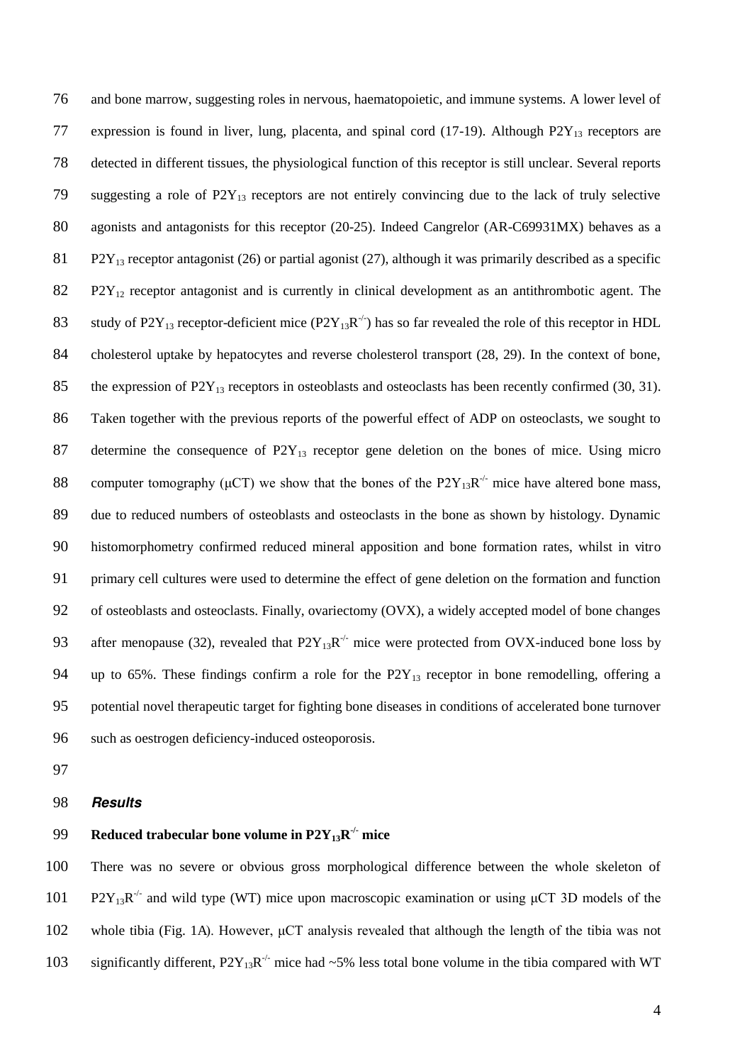and bone marrow, suggesting roles in nervous, haematopoietic, and immune systems. A lower level of expression is found in liver, lung, placenta, and spinal cord (17-19). Although $P2Y_{13}$ receptors are detected in different tissues, the physiological function of this receptor is still unclear. Several reports suggesting a role of $P2Y_{13}$ receptors are not entirely convincing due to the lack of truly selective agonists and antagonists for this receptor (20-25). Indeed Cangrelor (AR-C69931MX) behaves as a $P2Y_{13}$ receptor antagonist (26) or partial agonist (27), although it was primarily described as a specific $P2Y_{12}$ receptor antagonist and is currently in clinical development as an antithrombotic agent. The study of $P2Y_{13}$ receptor-deficient mice ($P2Y_{13}R^{-/-}$) has so far revealed the role of this receptor in HDL cholesterol uptake by hepatocytes and reverse cholesterol transport (28, 29). In the context of bone, the expression of $P2Y_{13}$ receptors in osteoblasts and osteoclasts has been recently confirmed (30, 31). Taken together with the previous reports of the powerful effect of ADP on osteoclasts, we sought to determine the consequence of $P2Y_{13}$ receptor gene deletion on the bones of mice. Using micro computer tomography (μCT) we show that the bones of the $P2Y_{13}R^{-/-}$ mice have altered bone mass, due to reduced numbers of osteoblasts and osteoclasts in the bone as shown by histology. Dynamic histomorphometry confirmed reduced mineral apposition and bone formation rates, whilst in vitro primary cell cultures were used to determine the effect of gene deletion on the formation and function of osteoblasts and osteoclasts. Finally, ovariectomy (OVX), a widely accepted model of bone changes after menopause (32), revealed that $P2Y_{13}R^{-/-}$ mice were protected from OVX-induced bone loss by up to 65%. These findings confirm a role for the $P2Y_{13}$ receptor in bone remodelling, offering a potential novel therapeutic target for fighting bone diseases in conditions of accelerated bone turnover such as oestrogen deficiency-induced osteoporosis.

## *Results*

### Reduced trabecular bone volume in $P2Y_{13}R^{-/-}$ mice

There was no severe or obvious gross morphological difference between the whole skeleton of $P2Y_{13}R^{-/-}$ and wild type (WT) mice upon macroscopic examination or using μCT 3D models of the whole tibia (Fig. 1A). However, μCT analysis revealed that although the length of the tibia was not significantly different, $P2Y_{13}R^{-/-}$ mice had ~5% less total bone volume in the tibia compared with WT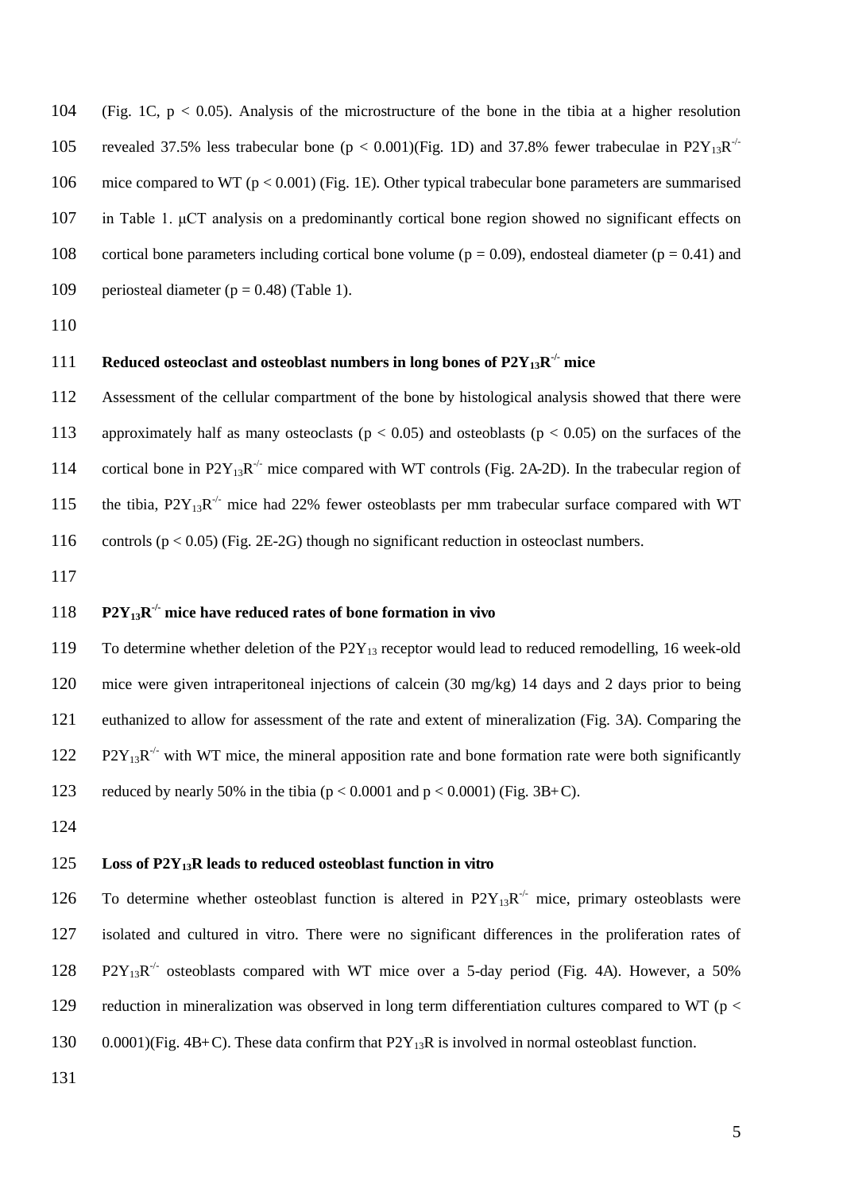(Fig. 1C, $p < 0.05$). Analysis of the microstructure of the bone in the tibia at a higher resolution revealed 37.5% less trabecular bone ($p < 0.001$)(Fig. 1D) and 37.8% fewer trabeculae in $P2Y_{13}R^{-/-}$ mice compared to WT ($p < 0.001$) (Fig. 1E). Other typical trabecular bone parameters are summarised in Table 1. μCT analysis on a predominantly cortical bone region showed no significant effects on cortical bone parameters including cortical bone volume ($p = 0.09$), endosteal diameter ($p = 0.41$) and periosteal diameter ($p = 0.48$) (Table 1).

### Reduced osteoclast and osteoblast numbers in long bones of $P2Y_{13}R^{-/-}$ mice

Assessment of the cellular compartment of the bone by histological analysis showed that there were approximately half as many osteoclasts ($p < 0.05$) and osteoblasts ($p < 0.05$) on the surfaces of the cortical bone in $P2Y_{13}R^{-/-}$ mice compared with WT controls (Fig. 2A-2D). In the trabecular region of the tibia, $P2Y_{13}R^{-/-}$ mice had 22% fewer osteoblasts per mm trabecular surface compared with WT controls ($p < 0.05$) (Fig. 2E-2G) though no significant reduction in osteoclast numbers.

### $P2Y_{13}R^{-/-}$ mice have reduced rates of bone formation in vivo

To determine whether deletion of the $P2Y_{13}$ receptor would lead to reduced remodelling, 16 week-old mice were given intraperitoneal injections of calcein (30 mg/kg) 14 days and 2 days prior to being euthanized to allow for assessment of the rate and extent of mineralization (Fig. 3A). Comparing the $P2Y_{13}R^{-/-}$ with WT mice, the mineral apposition rate and bone formation rate were both significantly reduced by nearly 50% in the tibia ($p < 0.0001$ and $p < 0.0001$) (Fig. 3B+C).

### Loss of $P2Y_{13}R$ leads to reduced osteoblast function in vitro

To determine whether osteoblast function is altered in $P2Y_{13}R^{-/-}$ mice, primary osteoblasts were isolated and cultured in vitro. There were no significant differences in the proliferation rates of $P2Y_{13}R^{-/-}$ osteoblasts compared with WT mice over a 5-day period (Fig. 4A). However, a 50% reduction in mineralization was observed in long term differentiation cultures compared to WT ($p < 0.0001$)(Fig. 4B+C). These data confirm that $P2Y_{13}R$ is involved in normal osteoblast function.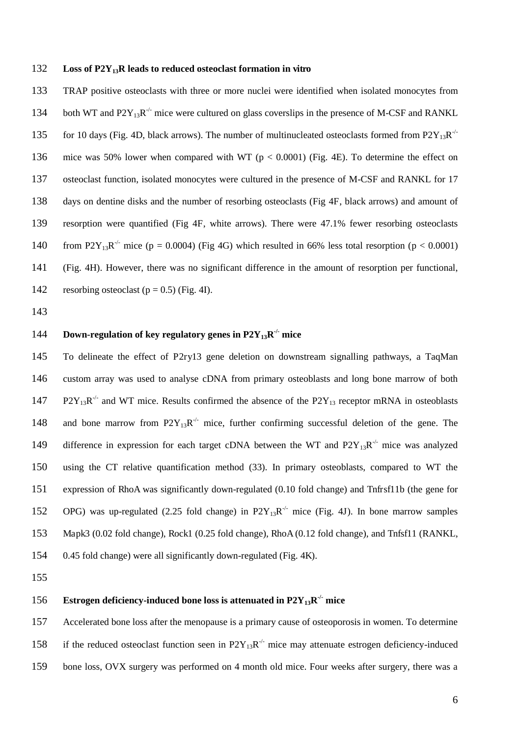**Loss of $P2Y_{13}R$ leads to reduced osteoclast formation in vitro**

TRAP positive osteoclasts with three or more nuclei were identified when isolated monocytes from both WT and $P2Y_{13}R^{-/-}$ mice were cultured on glass coverslips in the presence of M-CSF and RANKL for 10 days (Fig. 4D, black arrows). The number of multinucleated osteoclasts formed from $P2Y_{13}R^{-/-}$ mice was 50% lower when compared with WT ($p < 0.0001$) (Fig. 4E). To determine the effect on osteoclast function, isolated monocytes were cultured in the presence of M-CSF and RANKL for 17 days on dentine disks and the number of resorbing osteoclasts (Fig 4F, black arrows) and amount of resorption were quantified (Fig 4F, white arrows). There were 47.1% fewer resorbing osteoclasts from $P2Y_{13}R^{-/-}$ mice ($p = 0.0004$) (Fig 4G) which resulted in 66% less total resorption ($p < 0.0001$) (Fig. 4H). However, there was no significant difference in the amount of resorption per functional, resorbing osteoclast ($p = 0.5$) (Fig. 4I).

**Down-regulation of key regulatory genes in $P2Y_{13}R^{-/-}$ mice**

To delineate the effect of P2ry13 gene deletion on downstream signalling pathways, a TaqMan custom array was used to analyse cDNA from primary osteoblasts and long bone marrow of both $P2Y_{13}R^{-/-}$ and WT mice. Results confirmed the absence of the $P2Y_{13}$ receptor mRNA in osteoblasts and bone marrow from $P2Y_{13}R^{-/-}$ mice, further confirming successful deletion of the gene. The difference in expression for each target cDNA between the WT and $P2Y_{13}R^{-/-}$ mice was analyzed using the CT relative quantification method (33). In primary osteoblasts, compared to WT the expression of RhoA was significantly down-regulated (0.10 fold change) and Tnfrsf11b (the gene for OPG) was up-regulated (2.25 fold change) in $P2Y_{13}R^{-/-}$ mice (Fig. 4J). In bone marrow samples Mapk3 (0.02 fold change), Rock1 (0.25 fold change), RhoA (0.12 fold change), and Tnfsf11 (RANKL, 0.45 fold change) were all significantly down-regulated (Fig. 4K).

**Estrogen deficiency-induced bone loss is attenuated in $P2Y_{13}R^{-/-}$ mice**

Accelerated bone loss after the menopause is a primary cause of osteoporosis in women. To determine if the reduced osteoclast function seen in $P2Y_{13}R^{-/-}$ mice may attenuate estrogen deficiency-induced bone loss, OVX surgery was performed on 4 month old mice. Four weeks after surgery, there was a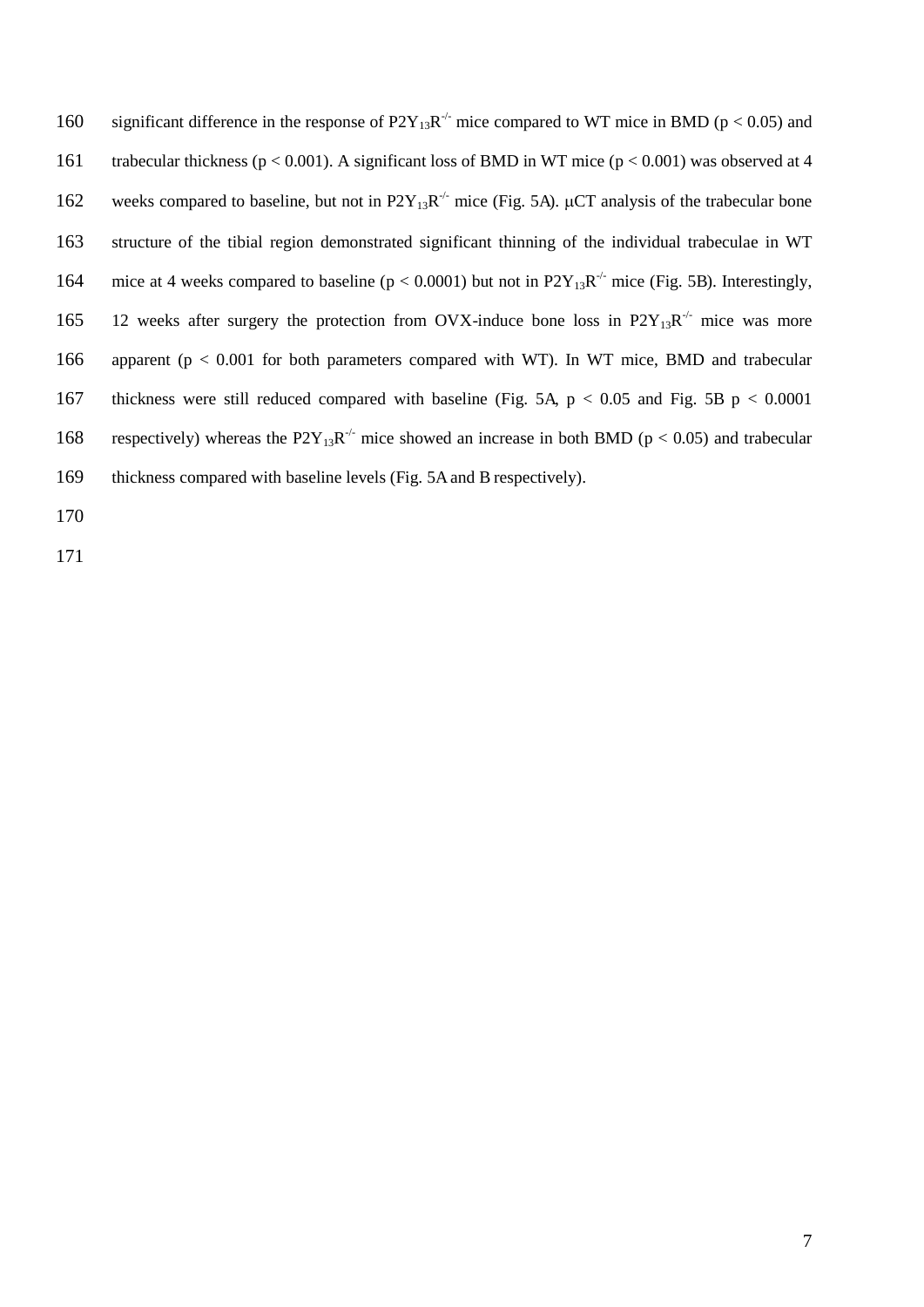significant difference in the response of $P2Y_{13}R^{-/-}$ mice compared to WT mice in BMD ($p < 0.05$) and trabecular thickness ($p < 0.001$). A significant loss of BMD in WT mice ($p < 0.001$) was observed at 4 weeks compared to baseline, but not in $P2Y_{13}R^{-/-}$ mice (Fig. 5A). μCT analysis of the trabecular bone structure of the tibial region demonstrated significant thinning of the individual trabeculae in WT mice at 4 weeks compared to baseline ($p < 0.0001$) but not in $P2Y_{13}R^{-/-}$ mice (Fig. 5B). Interestingly, 12 weeks after surgery the protection from OVX-induce bone loss in $P2Y_{13}R^{-/-}$ mice was more apparent ($p < 0.001$ for both parameters compared with WT). In WT mice, BMD and trabecular thickness were still reduced compared with baseline (Fig. 5A, $p < 0.05$ and Fig. 5B $p < 0.0001$ respectively) whereas the $P2Y_{13}R^{-/-}$ mice showed an increase in both BMD ($p < 0.05$) and trabecular thickness compared with baseline levels (Fig. 5A and B respectively).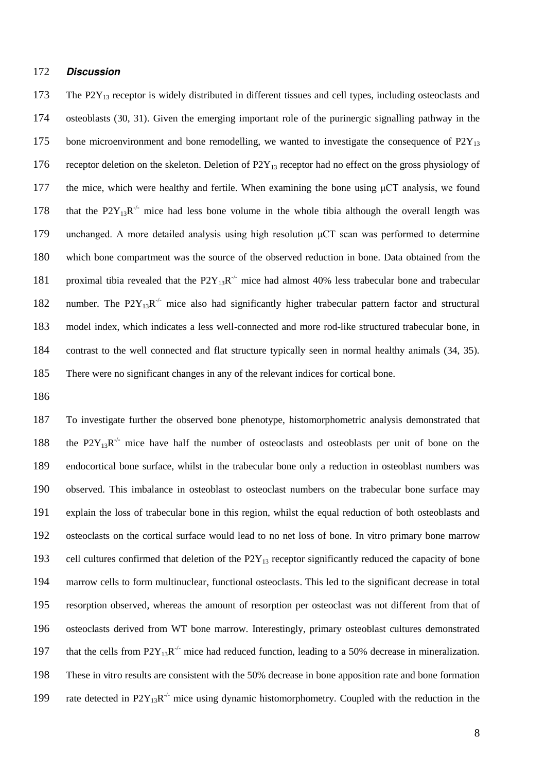### *Discussion*

The $P2Y_{13}$ receptor is widely distributed in different tissues and cell types, including osteoclasts and osteoblasts (30, 31). Given the emerging important role of the purinergic signalling pathway in the bone microenvironment and bone remodelling, we wanted to investigate the consequence of $P2Y_{13}$ receptor deletion on the skeleton. Deletion of $P2Y_{13}$ receptor had no effect on the gross physiology of the mice, which were healthy and fertile. When examining the bone using μCT analysis, we found that the $P2Y_{13}R^{-/-}$ mice had less bone volume in the whole tibia although the overall length was unchanged. A more detailed analysis using high resolution μCT scan was performed to determine which bone compartment was the source of the observed reduction in bone. Data obtained from the proximal tibia revealed that the $P2Y_{13}R^{-/-}$ mice had almost 40% less trabecular bone and trabecular number. The $P2Y_{13}R^{-/-}$ mice also had significantly higher trabecular pattern factor and structural model index, which indicates a less well-connected and more rod-like structured trabecular bone, in contrast to the well connected and flat structure typically seen in normal healthy animals (34, 35). There were no significant changes in any of the relevant indices for cortical bone.

To investigate further the observed bone phenotype, histomorphometric analysis demonstrated that the $P2Y_{13}R^{-/-}$ mice have half the number of osteoclasts and osteoblasts per unit of bone on the endocortical bone surface, whilst in the trabecular bone only a reduction in osteoblast numbers was observed. This imbalance in osteoblast to osteoclast numbers on the trabecular bone surface may explain the loss of trabecular bone in this region, whilst the equal reduction of both osteoblasts and osteoclasts on the cortical surface would lead to no net loss of bone. In vitro primary bone marrow cell cultures confirmed that deletion of the $P2Y_{13}$ receptor significantly reduced the capacity of bone marrow cells to form multinuclear, functional osteoclasts. This led to the significant decrease in total resorption observed, whereas the amount of resorption per osteoclast was not different from that of osteoclasts derived from WT bone marrow. Interestingly, primary osteoblast cultures demonstrated that the cells from $P2Y_{13}R^{-/-}$ mice had reduced function, leading to a 50% decrease in mineralization. These in vitro results are consistent with the 50% decrease in bone apposition rate and bone formation rate detected in $P2Y_{13}R^{-/-}$ mice using dynamic histomorphometry. Coupled with the reduction in the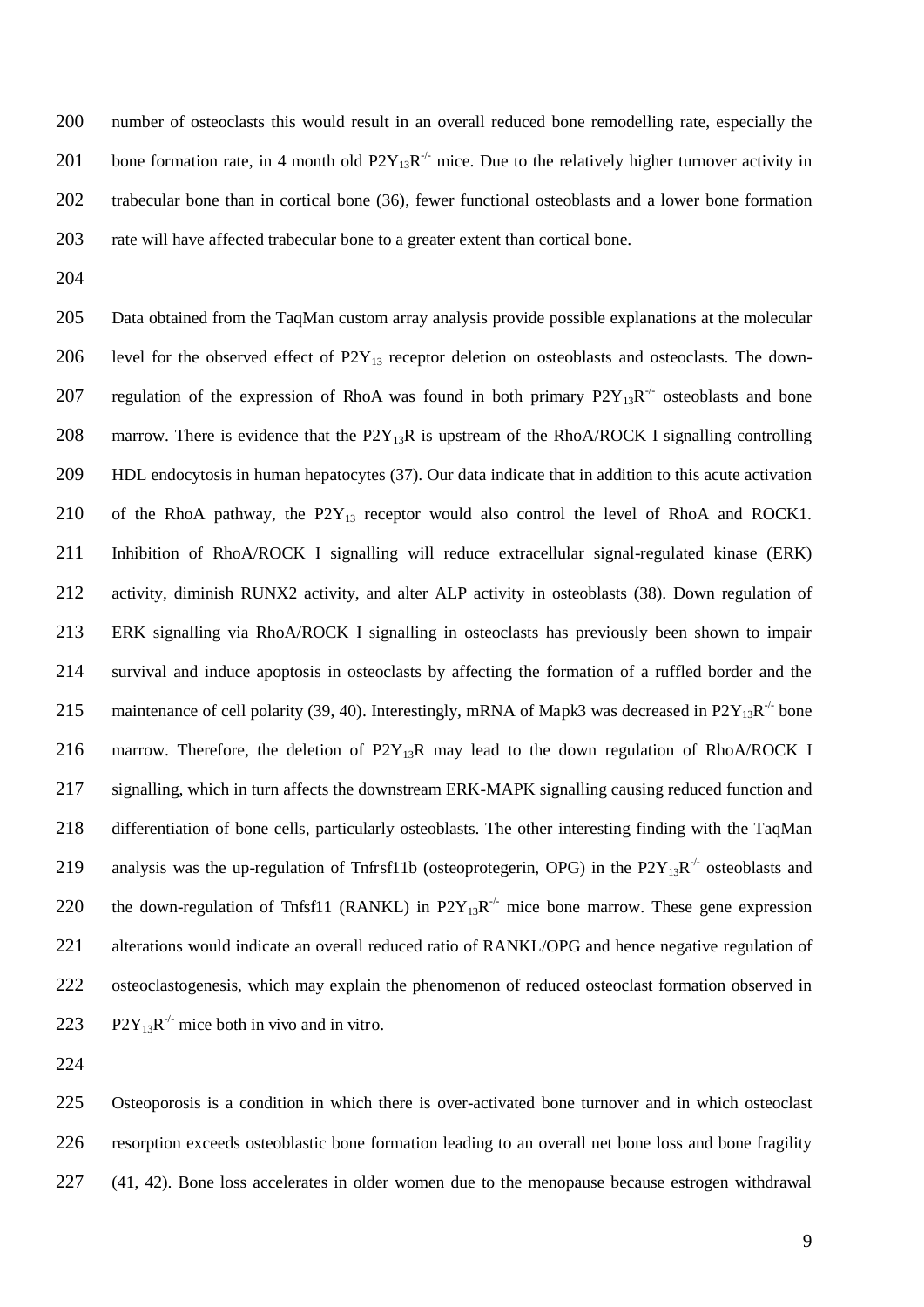number of osteoclasts this would result in an overall reduced bone remodelling rate, especially the bone formation rate, in 4 month old $P2Y_{13}R^{-/-}$ mice. Due to the relatively higher turnover activity in trabecular bone than in cortical bone (36), fewer functional osteoblasts and a lower bone formation rate will have affected trabecular bone to a greater extent than cortical bone.

Data obtained from the TaqMan custom array analysis provide possible explanations at the molecular level for the observed effect of $P2Y_{13}$ receptor deletion on osteoblasts and osteoclasts. The down-regulation of the expression of RhoA was found in both primary $P2Y_{13}R^{-/-}$ osteoblasts and bone marrow. There is evidence that the $P2Y_{13}R$ is upstream of the RhoA/ROCK I signalling controlling HDL endocytosis in human hepatocytes (37). Our data indicate that in addition to this acute activation of the RhoA pathway, the $P2Y_{13}$ receptor would also control the level of RhoA and ROCK1. Inhibition of RhoA/ROCK I signalling will reduce extracellular signal-regulated kinase (ERK) activity, diminish RUNX2 activity, and alter ALP activity in osteoblasts (38). Down regulation of ERK signalling via RhoA/ROCK I signalling in osteoclasts has previously been shown to impair survival and induce apoptosis in osteoclasts by affecting the formation of a ruffled border and the maintenance of cell polarity (39, 40). Interestingly, mRNA of Mapk3 was decreased in $P2Y_{13}R^{-/-}$ bone marrow. Therefore, the deletion of $P2Y_{13}R$ may lead to the down regulation of RhoA/ROCK I signalling, which in turn affects the downstream ERK-MAPK signalling causing reduced function and differentiation of bone cells, particularly osteoblasts. The other interesting finding with the TaqMan analysis was the up-regulation of Tnfrsf11b (osteoprotegerin, OPG) in the $P2Y_{13}R^{-/-}$ osteoblasts and the down-regulation of Tnfsf11 (RANKL) in $P2Y_{13}R^{-/-}$ mice bone marrow. These gene expression alterations would indicate an overall reduced ratio of RANKL/OPG and hence negative regulation of osteoclastogenesis, which may explain the phenomenon of reduced osteoclast formation observed in $P2Y_{13}R^{-/-}$ mice both in vivo and in vitro.

Osteoporosis is a condition in which there is over-activated bone turnover and in which osteoclast resorption exceeds osteoblastic bone formation leading to an overall net bone loss and bone fragility (41, 42). Bone loss accelerates in older women due to the menopause because estrogen withdrawal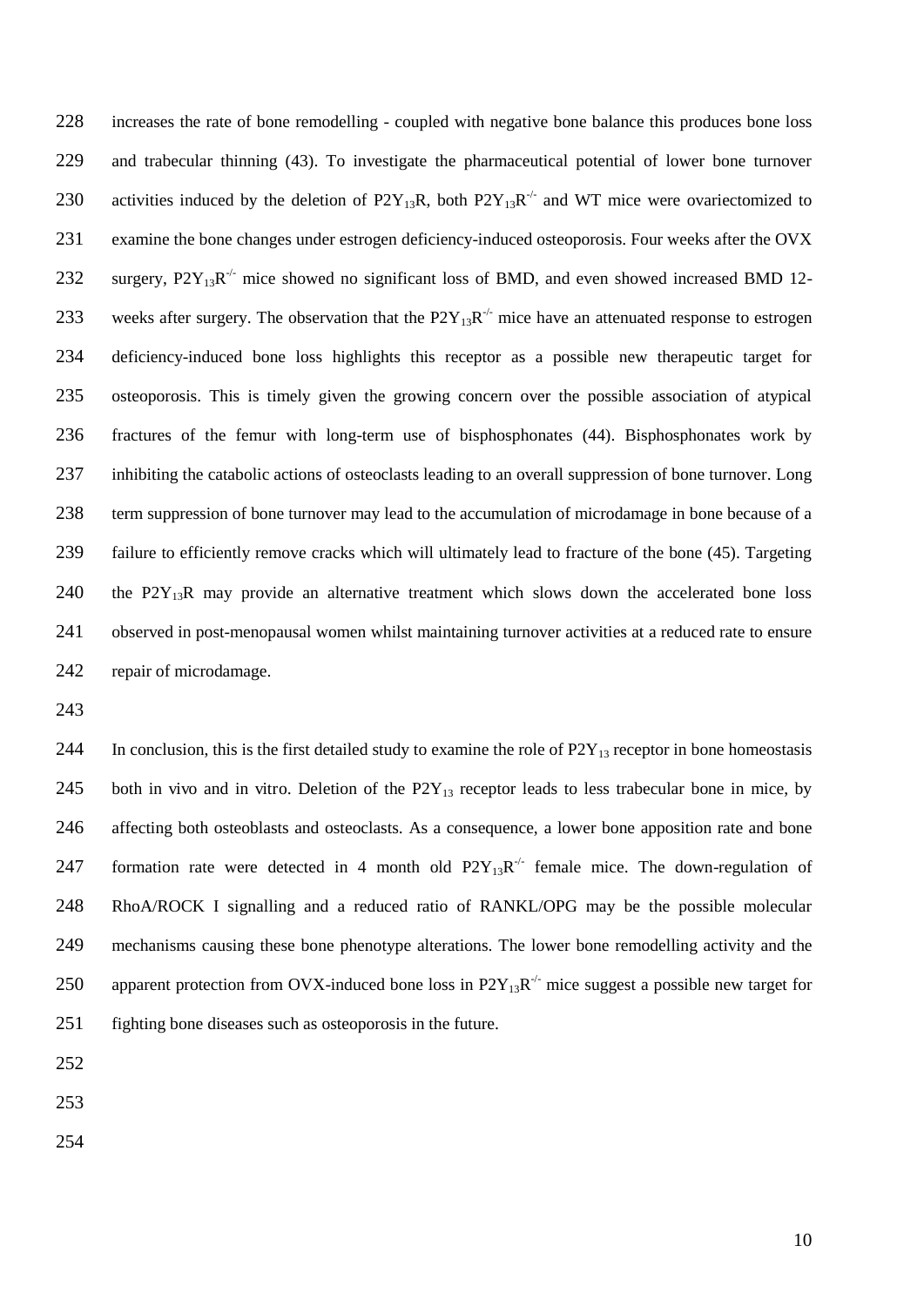increases the rate of bone remodelling - coupled with negative bone balance this produces bone loss and trabecular thinning (43). To investigate the pharmaceutical potential of lower bone turnover activities induced by the deletion of $P2Y_{13}R$, both $P2Y_{13}R^{-/-}$ and WT mice were ovariectomized to examine the bone changes under estrogen deficiency-induced osteoporosis. Four weeks after the OVX surgery, $P2Y_{13}R^{-/-}$ mice showed no significant loss of BMD, and even showed increased BMD 12-weeks after surgery. The observation that the $P2Y_{13}R^{-/-}$ mice have an attenuated response to estrogen deficiency-induced bone loss highlights this receptor as a possible new therapeutic target for osteoporosis. This is timely given the growing concern over the possible association of atypical fractures of the femur with long-term use of bisphosphonates (44). Bisphosphonates work by inhibiting the catabolic actions of osteoclasts leading to an overall suppression of bone turnover. Long term suppression of bone turnover may lead to the accumulation of microdamage in bone because of a failure to efficiently remove cracks which will ultimately lead to fracture of the bone (45). Targeting the $P2Y_{13}R$ may provide an alternative treatment which slows down the accelerated bone loss observed in post-menopausal women whilst maintaining turnover activities at a reduced rate to ensure repair of microdamage.

In conclusion, this is the first detailed study to examine the role of $P2Y_{13}$ receptor in bone homeostasis both in vivo and in vitro. Deletion of the $P2Y_{13}$ receptor leads to less trabecular bone in mice, by affecting both osteoblasts and osteoclasts. As a consequence, a lower bone apposition rate and bone formation rate were detected in 4 month old $P2Y_{13}R^{-/-}$ female mice. The down-regulation of RhoA/ROCK I signalling and a reduced ratio of RANKL/OPG may be the possible molecular mechanisms causing these bone phenotype alterations. The lower bone remodelling activity and the apparent protection from OVX-induced bone loss in $P2Y_{13}R^{-/-}$ mice suggest a possible new target for fighting bone diseases such as osteoporosis in the future.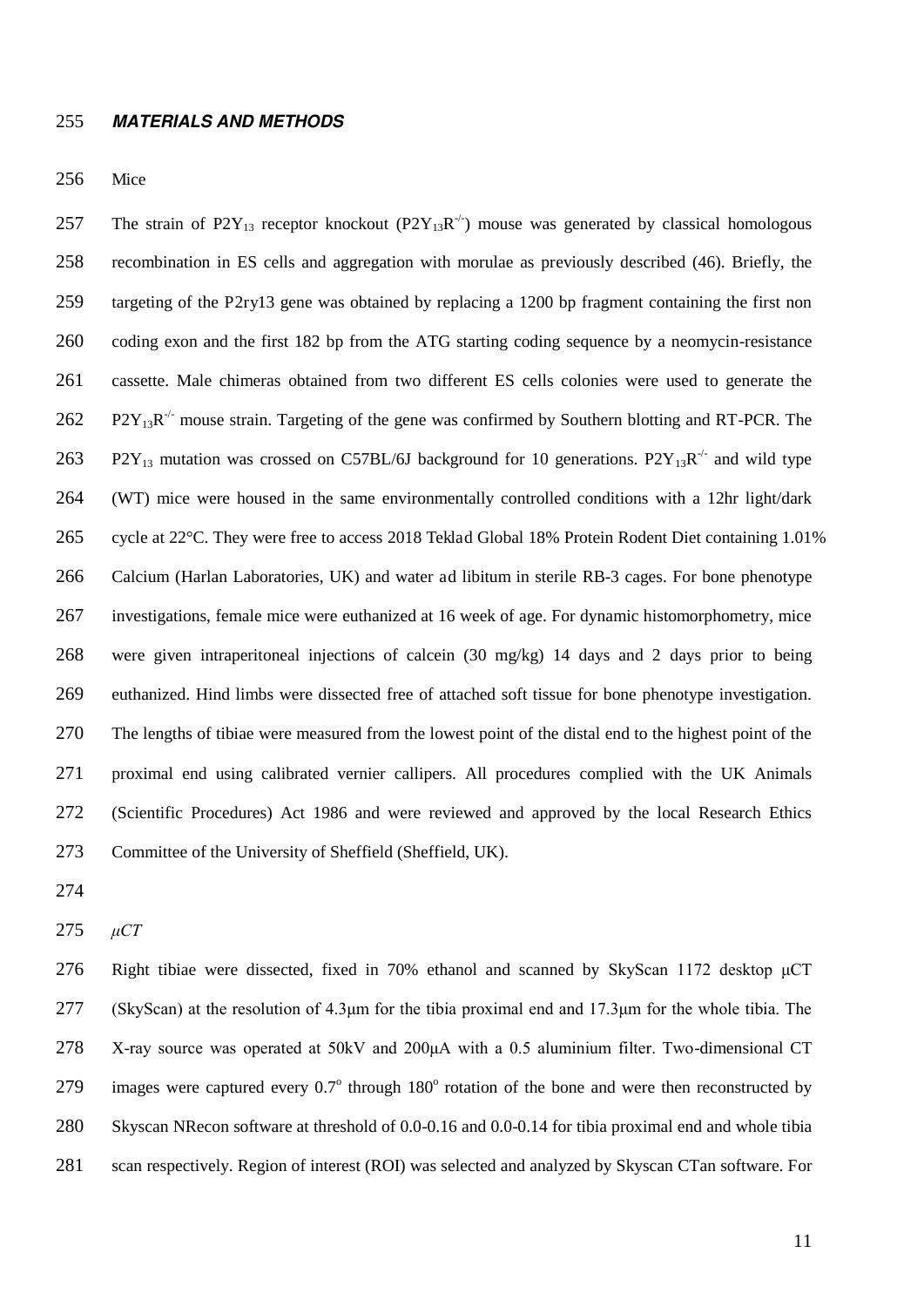## *MATERIALS AND METHODS*

Mice

The strain of $P2Y_{13}$ receptor knockout ($P2Y_{13}R^{-/-}$) mouse was generated by classical homologous recombination in ES cells and aggregation with morulae as previously described (46). Briefly, the targeting of the P2ry13 gene was obtained by replacing a 1200 bp fragment containing the first non coding exon and the first 182 bp from the ATG starting coding sequence by a neomycin-resistance cassette. Male chimeras obtained from two different ES cells colonies were used to generate the $P2Y_{13}R^{-/-}$ mouse strain. Targeting of the gene was confirmed by Southern blotting and RT-PCR. The $P2Y_{13}$ mutation was crossed on C57BL/6J background for 10 generations. $P2Y_{13}R^{-/-}$ and wild type (WT) mice were housed in the same environmentally controlled conditions with a 12hr light/dark cycle at 22°C. They were free to access 2018 Teklad Global 18% Protein Rodent Diet containing 1.01% Calcium (Harlan Laboratories, UK) and water ad libitum in sterile RB-3 cages. For bone phenotype investigations, female mice were euthanized at 16 week of age. For dynamic histomorphometry, mice were given intraperitoneal injections of calcein (30 mg/kg) 14 days and 2 days prior to being euthanized. Hind limbs were dissected free of attached soft tissue for bone phenotype investigation. The lengths of tibiae were measured from the lowest point of the distal end to the highest point of the proximal end using calibrated vernier callipers. All procedures complied with the UK Animals (Scientific Procedures) Act 1986 and were reviewed and approved by the local Research Ethics Committee of the University of Sheffield (Sheffield, UK).

*μCT*

Right tibiae were dissected, fixed in 70% ethanol and scanned by SkyScan 1172 desktop μCT (SkyScan) at the resolution of 4.3μm for the tibia proximal end and 17.3μm for the whole tibia. The X-ray source was operated at 50kV and 200μA with a 0.5 aluminium filter. Two-dimensional CT images were captured every $0.7^{o}$ through $180^{o}$ rotation of the bone and were then reconstructed by Skyscan NRecon software at threshold of 0.0-0.16 and 0.0-0.14 for tibia proximal end and whole tibia scan respectively. Region of interest (ROI) was selected and analyzed by Skyscan CTan software. For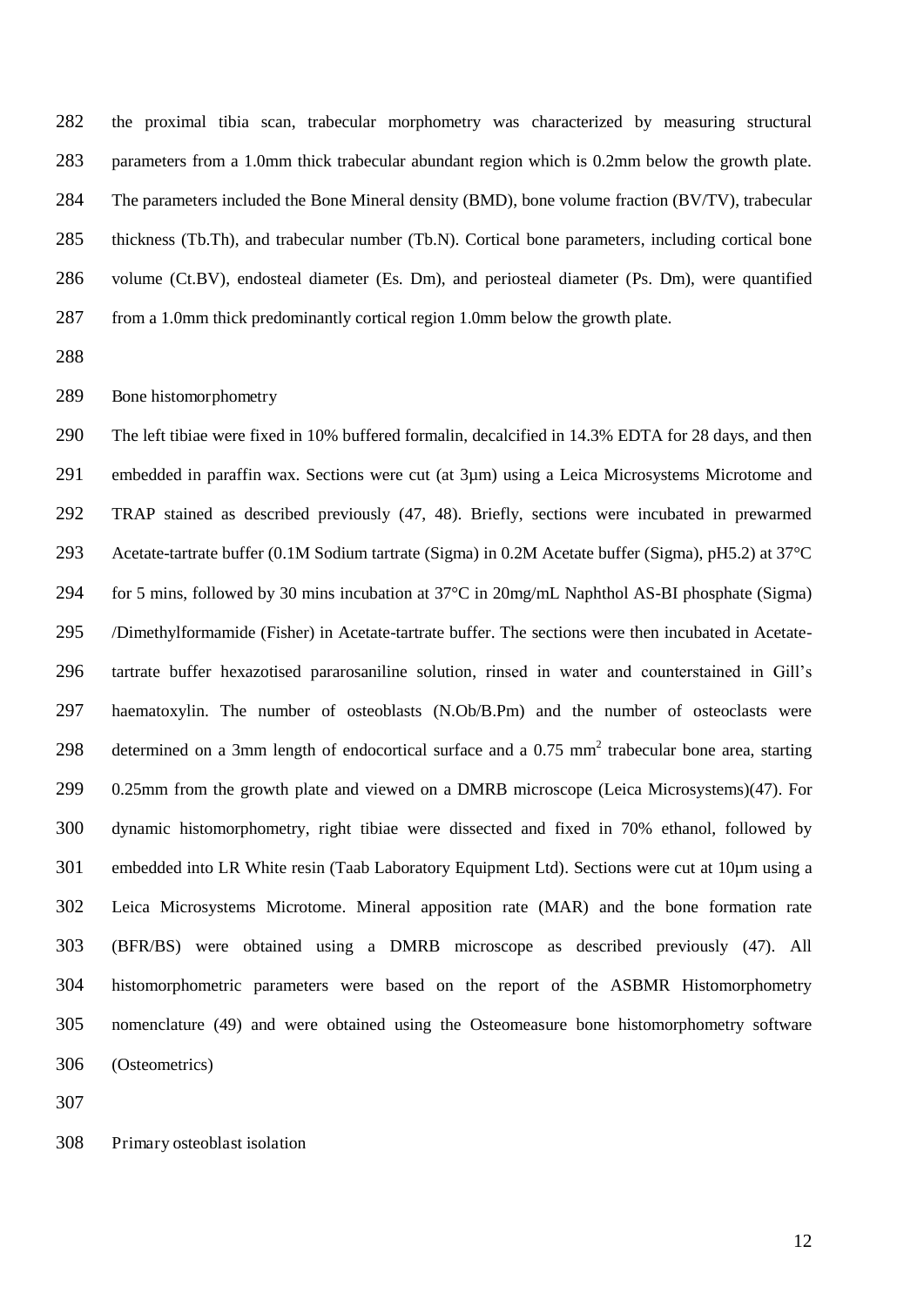the proximal tibia scan, trabecular morphometry was characterized by measuring structural parameters from a 1.0mm thick trabecular abundant region which is 0.2mm below the growth plate. The parameters included the Bone Mineral density (BMD), bone volume fraction (BV/TV), trabecular thickness (Tb.Th), and trabecular number (Tb.N). Cortical bone parameters, including cortical bone volume (Ct.BV), endosteal diameter (Es. Dm), and periosteal diameter (Ps. Dm), were quantified from a 1.0mm thick predominantly cortical region 1.0mm below the growth plate.

## Bone histomorphometry

The left tibiae were fixed in 10% buffered formalin, decalcified in 14.3% EDTA for 28 days, and then embedded in paraffin wax. Sections were cut (at 3μm) using a Leica Microsystems Microtome and TRAP stained as described previously (47, 48). Briefly, sections were incubated in prewarmed Acetate-tartrate buffer (0.1M Sodium tartrate (Sigma) in 0.2M Acetate buffer (Sigma), pH5.2) at 37°C for 5 mins, followed by 30 mins incubation at 37°C in 20mg/mL Naphthol AS-BI phosphate (Sigma) /Dimethylformamide (Fisher) in Acetate-tartrate buffer. The sections were then incubated in Acetate-tartrate buffer hexazotised pararosaniline solution, rinsed in water and counterstained in Gill's haematoxylin. The number of osteoblasts (N.Ob/B.Pm) and the number of osteoclasts were determined on a 3mm length of endocortical surface and a 0.75 $mm^2$ trabecular bone area, starting 0.25mm from the growth plate and viewed on a DMRB microscope (Leica Microsystems)(47). For dynamic histomorphometry, right tibiae were dissected and fixed in 70% ethanol, followed by embedded into LR White resin (Taab Laboratory Equipment Ltd). Sections were cut at 10μm using a Leica Microsystems Microtome. Mineral apposition rate (MAR) and the bone formation rate (BFR/BS) were obtained using a DMRB microscope as described previously (47). All histomorphometric parameters were based on the report of the ASBMR Histomorphometry nomenclature (49) and were obtained using the Osteomeasure bone histomorphometry software (Osteometrics)

## Primary osteoblast isolation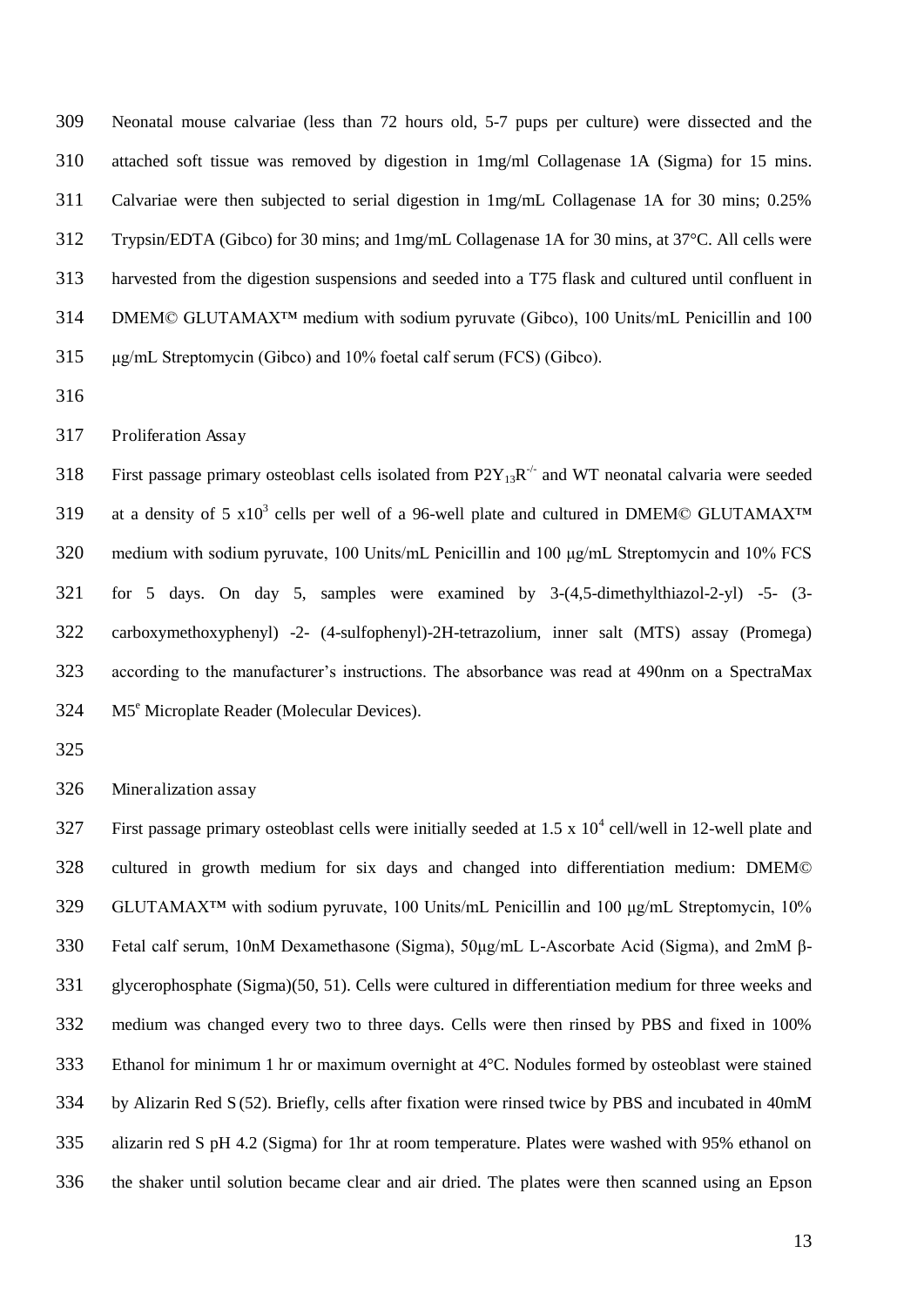Neonatal mouse calvariae (less than 72 hours old, 5-7 pups per culture) were dissected and the attached soft tissue was removed by digestion in 1mg/ml Collagenase 1A (Sigma) for 15 mins. Calvariae were then subjected to serial digestion in 1mg/mL Collagenase 1A for 30 mins; 0.25% Trypsin/EDTA (Gibco) for 30 mins; and 1mg/mL Collagenase 1A for 30 mins, at 37°C. All cells were harvested from the digestion suspensions and seeded into a T75 flask and cultured until confluent in DMEM© GLUTAMAX™ medium with sodium pyruvate (Gibco), 100 Units/mL Penicillin and 100 µg/mL Streptomycin (Gibco) and 10% foetal calf serum (FCS) (Gibco).

### Proliferation Assay

First passage primary osteoblast cells isolated from $P2Y_{13}R^{-/-}$ and WT neonatal calvaria were seeded at a density of 5 $x10^3$ cells per well of a 96-well plate and cultured in DMEM© GLUTAMAX™ medium with sodium pyruvate, 100 Units/mL Penicillin and 100 µg/mL Streptomycin and 10% FCS for 5 days. On day 5, samples were examined by 3-(4,5-dimethylthiazol-2-yl) -5- (3-carboxymethoxyphenyl) -2- (4-sulfophenyl)-2H-tetrazolium, inner salt (MTS) assay (Promega) according to the manufacturer's instructions. The absorbance was read at 490nm on a SpectraMax M5[e] Microplate Reader (Molecular Devices).

### Mineralization assay

First passage primary osteoblast cells were initially seeded at 1.5 x $10^4$ cell/well in 12-well plate and cultured in growth medium for six days and changed into differentiation medium: DMEM© GLUTAMAX™ with sodium pyruvate, 100 Units/mL Penicillin and 100 µg/mL Streptomycin, 10% Fetal calf serum, 10nM Dexamethasone (Sigma), 50µg/mL L-Ascorbate Acid (Sigma), and 2mM β-glycerophosphate (Sigma)(50, 51). Cells were cultured in differentiation medium for three weeks and medium was changed every two to three days. Cells were then rinsed by PBS and fixed in 100% Ethanol for minimum 1 hr or maximum overnight at 4°C. Nodules formed by osteoblast were stained by Alizarin Red S (52). Briefly, cells after fixation were rinsed twice by PBS and incubated in 40mM alizarin red S pH 4.2 (Sigma) for 1hr at room temperature. Plates were washed with 95% ethanol on the shaker until solution became clear and air dried. The plates were then scanned using an Epson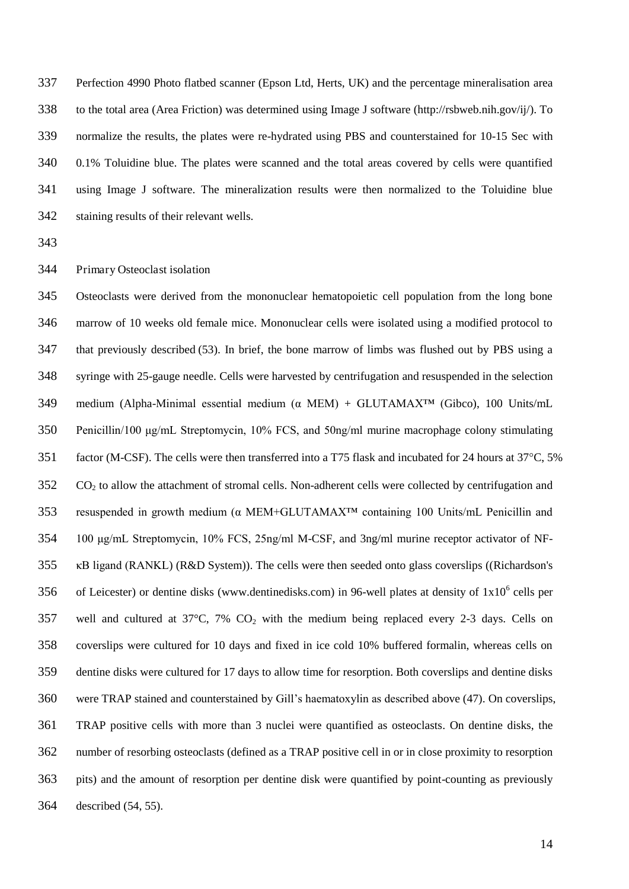Perfection 4990 Photo flatbed scanner (Epson Ltd, Herts, UK) and the percentage mineralisation area to the total area (Area Friction) was determined using Image J software (http://rsbweb.nih.gov/ij/). To normalize the results, the plates were re-hydrated using PBS and counterstained for 10-15 Sec with 0.1% Toluidine blue. The plates were scanned and the total areas covered by cells were quantified using Image J software. The mineralization results were then normalized to the Toluidine blue staining results of their relevant wells.

Primary Osteoclast isolation

Osteoclasts were derived from the mononuclear hematopoietic cell population from the long bone marrow of 10 weeks old female mice. Mononuclear cells were isolated using a modified protocol to that previously described (53). In brief, the bone marrow of limbs was flushed out by PBS using a syringe with 25-gauge needle. Cells were harvested by centrifugation and resuspended in the selection medium (Alpha-Minimal essential medium (α MEM) + GLUTAMAX™ (Gibco), 100 Units/mL Penicillin/100 µg/mL Streptomycin, 10% FCS, and 50ng/ml murine macrophage colony stimulating factor (M-CSF). The cells were then transferred into a T75 flask and incubated for 24 hours at 37°C, 5% $CO_2$ to allow the attachment of stromal cells. Non-adherent cells were collected by centrifugation and resuspended in growth medium (α MEM+GLUTAMAX™ containing 100 Units/mL Penicillin and 100 µg/mL Streptomycin, 10% FCS, 25ng/ml M-CSF, and 3ng/ml murine receptor activator of NF-κB ligand (RANKL) (R&D System)). The cells were then seeded onto glass coverslips ((Richardson's of Leicester) or dentine disks (www.dentinedisks.com) in 96-well plates at density of $1x10^6$ cells per well and cultured at 37°C, 7% $CO_2$ with the medium being replaced every 2-3 days. Cells on coverslips were cultured for 10 days and fixed in ice cold 10% buffered formalin, whereas cells on dentine disks were cultured for 17 days to allow time for resorption. Both coverslips and dentine disks were TRAP stained and counterstained by Gill's haematoxylin as described above (47). On coverslips, TRAP positive cells with more than 3 nuclei were quantified as osteoclasts. On dentine disks, the number of resorbing osteoclasts (defined as a TRAP positive cell in or in close proximity to resorption pits) and the amount of resorption per dentine disk were quantified by point-counting as previously described (54, 55).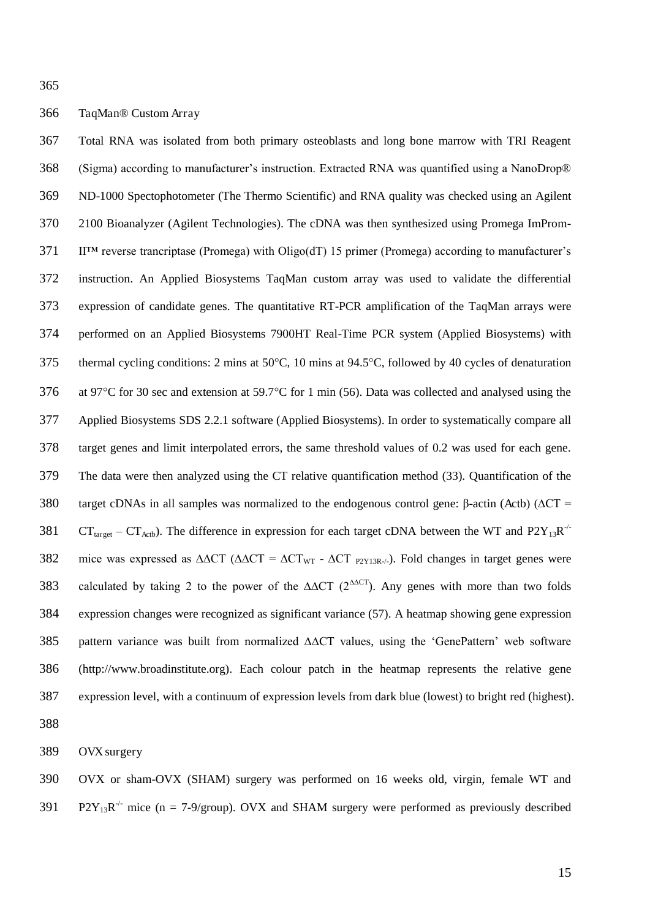### TaqMan® Custom Array

Total RNA was isolated from both primary osteoblasts and long bone marrow with TRI Reagent (Sigma) according to manufacturer's instruction. Extracted RNA was quantified using a NanoDrop® ND-1000 Spectophotometer (The Thermo Scientific) and RNA quality was checked using an Agilent 2100 Bioanalyzer (Agilent Technologies). The cDNA was then synthesized using Promega ImProm-II™ reverse trancriptase (Promega) with Oligo(dT) 15 primer (Promega) according to manufacturer's instruction. An Applied Biosystems TaqMan custom array was used to validate the differential expression of candidate genes. The quantitative RT-PCR amplification of the TaqMan arrays were performed on an Applied Biosystems 7900HT Real-Time PCR system (Applied Biosystems) with thermal cycling conditions: 2 mins at 50°C, 10 mins at 94.5°C, followed by 40 cycles of denaturation at 97°C for 30 sec and extension at 59.7°C for 1 min (56). Data was collected and analysed using the Applied Biosystems SDS 2.2.1 software (Applied Biosystems). In order to systematically compare all target genes and limit interpolated errors, the same threshold values of 0.2 was used for each gene. The data were then analyzed using the CT relative quantification method (33). Quantification of the target cDNAs in all samples was normalized to the endogenous control gene: β-actin (Actb) ($\Delta CT = CT_{target} - CT_{Actb}$). The difference in expression for each target cDNA between the WT and $P2Y_{13}R^{-/-}$ mice was expressed as $\Delta\Delta CT$ ($\Delta\Delta CT = \Delta CT_{WT} - \Delta CT_{P2Y13R-/-}$). Fold changes in target genes were calculated by taking 2 to the power of the $\Delta\Delta CT$ ($2^{\Delta\Delta CT}$). Any genes with more than two folds expression changes were recognized as significant variance (57). A heatmap showing gene expression pattern variance was built from normalized $\Delta\Delta CT$ values, using the 'GenePattern' web software (http://www.broadinstitute.org). Each colour patch in the heatmap represents the relative gene expression level, with a continuum of expression levels from dark blue (lowest) to bright red (highest).

### OVX surgery

OVX or sham-OVX (SHAM) surgery was performed on 16 weeks old, virgin, female WT and $P2Y_{13}R^{-/-}$ mice (n = 7-9/group). OVX and SHAM surgery were performed as previously described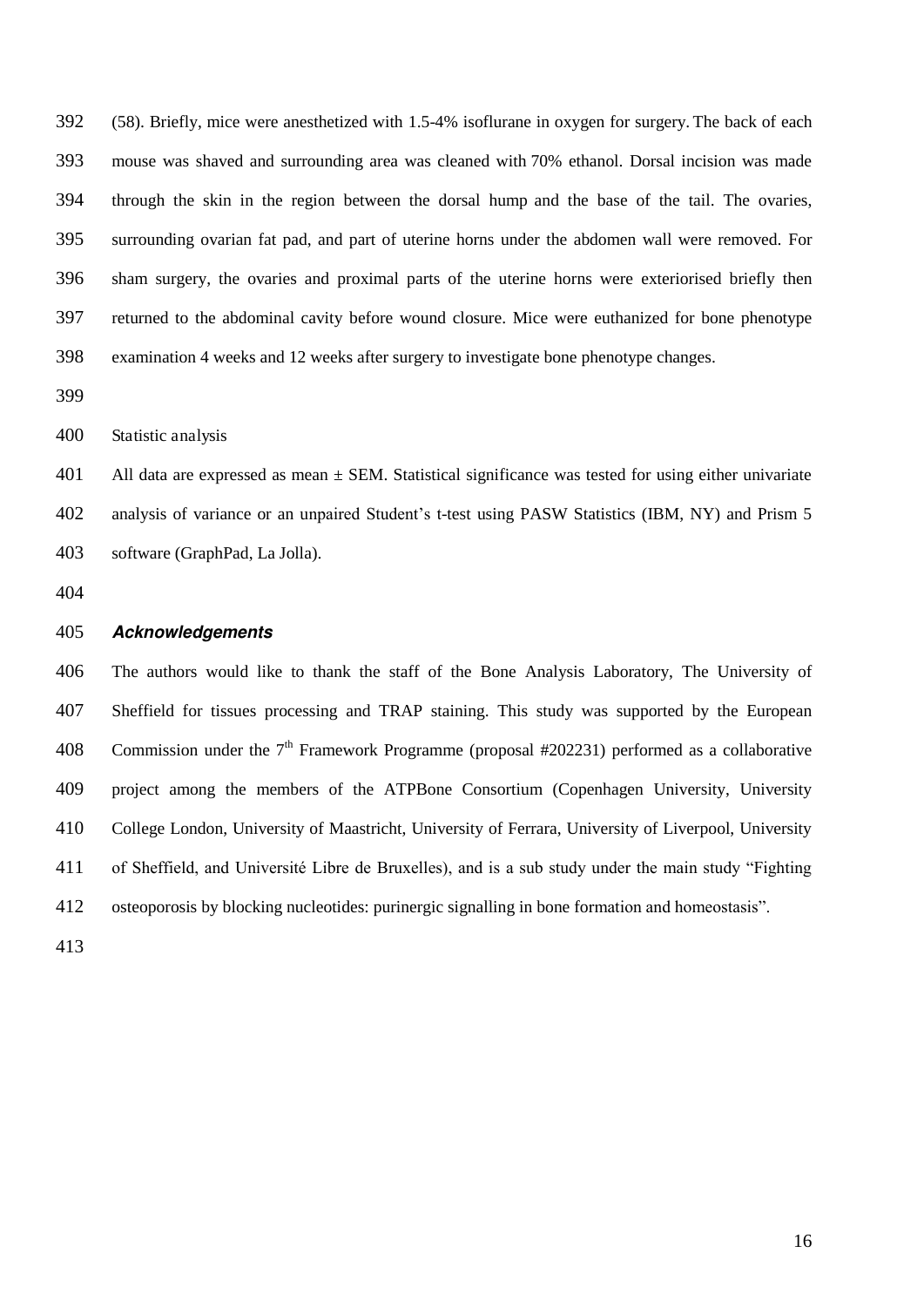(58). Briefly, mice were anesthetized with 1.5-4% isoflurane in oxygen for surgery. The back of each mouse was shaved and surrounding area was cleaned with 70% ethanol. Dorsal incision was made through the skin in the region between the dorsal hump and the base of the tail. The ovaries, surrounding ovarian fat pad, and part of uterine horns under the abdomen wall were removed. For sham surgery, the ovaries and proximal parts of the uterine horns were exteriorised briefly then returned to the abdominal cavity before wound closure. Mice were euthanized for bone phenotype examination 4 weeks and 12 weeks after surgery to investigate bone phenotype changes.

Statistic analysis

All data are expressed as mean ± SEM. Statistical significance was tested for using either univariate analysis of variance or an unpaired Student's t-test using PASW Statistics (IBM, NY) and Prism 5 software (GraphPad, La Jolla).

### *Acknowledgements*

The authors would like to thank the staff of the Bone Analysis Laboratory, The University of Sheffield for tissues processing and TRAP staining. This study was supported by the European Commission under the 7th Framework Programme (proposal #202231) performed as a collaborative project among the members of the ATPBone Consortium (Copenhagen University, University College London, University of Maastricht, University of Ferrara, University of Liverpool, University of Sheffield, and Université Libre de Bruxelles), and is a sub study under the main study "Fighting osteoporosis by blocking nucleotides: purinergic signalling in bone formation and homeostasis".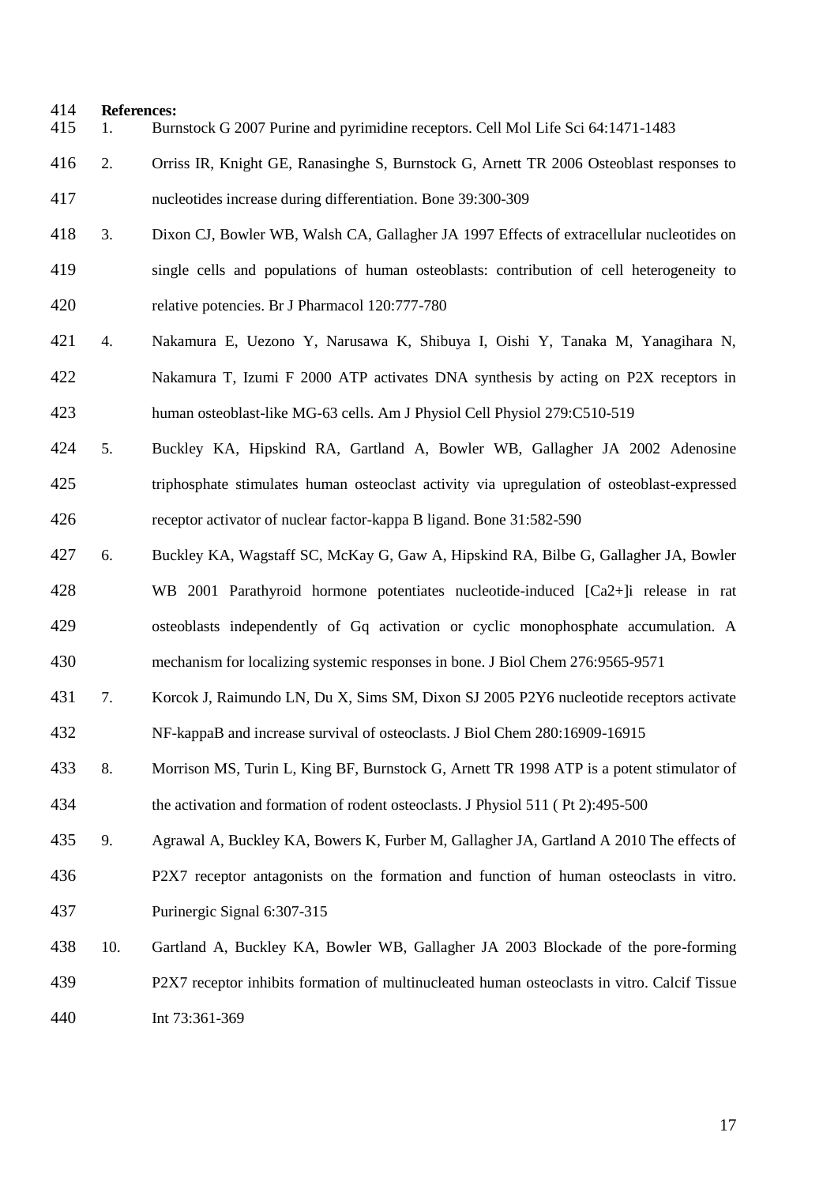**References:**

1. Burnstock G 2007 Purine and pyrimidine receptors. Cell Mol Life Sci 64:1471-1483
2. Orriss IR, Knight GE, Ranasinghe S, Burnstock G, Arnett TR 2006 Osteoblast responses to nucleotides increase during differentiation. Bone 39:300-309
3. Dixon CJ, Bowler WB, Walsh CA, Gallagher JA 1997 Effects of extracellular nucleotides on single cells and populations of human osteoblasts: contribution of cell heterogeneity to relative potencies. Br J Pharmacol 120:777-780
4. Nakamura E, Uezono Y, Narusawa K, Shibuya I, Oishi Y, Tanaka M, Yanagihara N, Nakamura T, Izumi F 2000 ATP activates DNA synthesis by acting on P2X receptors in human osteoblast-like MG-63 cells. Am J Physiol Cell Physiol 279:C510-519
5. Buckley KA, Hipskind RA, Gartland A, Bowler WB, Gallagher JA 2002 Adenosine triphosphate stimulates human osteoclast activity via upregulation of osteoblast-expressed receptor activator of nuclear factor-kappa B ligand. Bone 31:582-590
6. Buckley KA, Wagstaff SC, McKay G, Gaw A, Hipskind RA, Bilbe G, Gallagher JA, Bowler WB 2001 Parathyroid hormone potentiates nucleotide-induced [Ca2+]i release in rat osteoblasts independently of Gq activation or cyclic monophosphate accumulation. A mechanism for localizing systemic responses in bone. J Biol Chem 276:9565-9571
7. Korcok J, Raimundo LN, Du X, Sims SM, Dixon SJ 2005 P2Y6 nucleotide receptors activate NF-kappaB and increase survival of osteoclasts. J Biol Chem 280:16909-16915
8. Morrison MS, Turin L, King BF, Burnstock G, Arnett TR 1998 ATP is a potent stimulator of the activation and formation of rodent osteoclasts. J Physiol 511 ( Pt 2):495-500
9. Agrawal A, Buckley KA, Bowers K, Furber M, Gallagher JA, Gartland A 2010 The effects of P2X7 receptor antagonists on the formation and function of human osteoclasts in vitro. Purinergic Signal 6:307-315
10. Gartland A, Buckley KA, Bowler WB, Gallagher JA 2003 Blockade of the pore-forming P2X7 receptor inhibits formation of multinucleated human osteoclasts in vitro. Calcif Tissue Int 73:361-369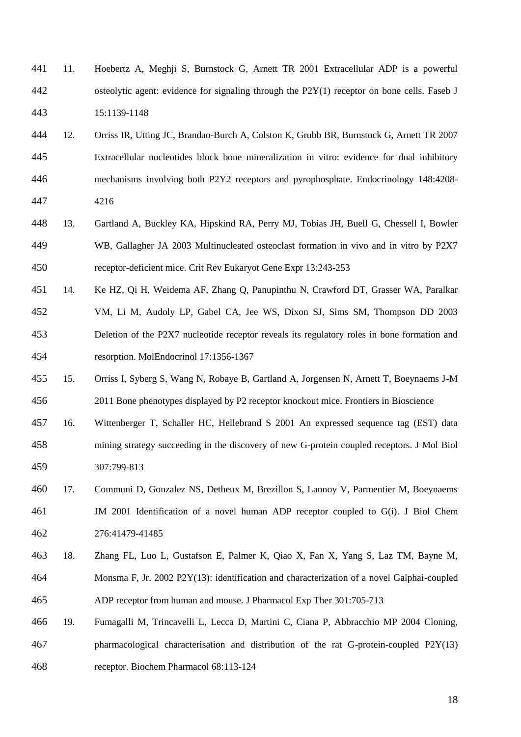11. Hoebertz A, Meghji S, Burnstock G, Arnett TR 2001 Extracellular ADP is a powerful osteolytic agent: evidence for signaling through the P2Y(1) receptor on bone cells. Faseb J 15:1139-1148

12. Orriss IR, Utting JC, Brandao-Burch A, Colston K, Grubb BR, Burnstock G, Arnett TR 2007 Extracellular nucleotides block bone mineralization in vitro: evidence for dual inhibitory mechanisms involving both P2Y2 receptors and pyrophosphate. Endocrinology 148:4208-4216

13. Gartland A, Buckley KA, Hipskind RA, Perry MJ, Tobias JH, Buell G, Chessell I, Bowler WB, Gallagher JA 2003 Multinucleated osteoclast formation in vivo and in vitro by P2X7 receptor-deficient mice. Crit Rev Eukaryot Gene Expr 13:243-253

14. Ke HZ, Qi H, Weidema AF, Zhang Q, Panupinthu N, Crawford DT, Grasser WA, Paralkar VM, Li M, Audoly LP, Gabel CA, Jee WS, Dixon SJ, Sims SM, Thompson DD 2003 Deletion of the P2X7 nucleotide receptor reveals its regulatory roles in bone formation and resorption. MolEndocrinol 17:1356-1367

15. Orriss I, Syberg S, Wang N, Robaye B, Gartland A, Jorgensen N, Arnett T, Boeynaems J-M 2011 Bone phenotypes displayed by P2 receptor knockout mice. Frontiers in Bioscience

16. Wittenberger T, Schaller HC, Hellebrand S 2001 An expressed sequence tag (EST) data mining strategy succeeding in the discovery of new G-protein coupled receptors. J Mol Biol 307:799-813

17. Communi D, Gonzalez NS, Detheux M, Brezillon S, Lannoy V, Parmentier M, Boeynaems JM 2001 Identification of a novel human ADP receptor coupled to G(i). J Biol Chem 276:41479-41485

18. Zhang FL, Luo L, Gustafson E, Palmer K, Qiao X, Fan X, Yang S, Laz TM, Bayne M, Monsma F, Jr. 2002 P2Y(13): identification and characterization of a novel Galphai-coupled ADP receptor from human and mouse. J Pharmacol Exp Ther 301:705-713

19. Fumagalli M, Trincavelli L, Lecca D, Martini C, Ciana P, Abbracchio MP 2004 Cloning, pharmacological characterisation and distribution of the rat G-protein-coupled P2Y(13) receptor. Biochem Pharmacol 68:113-124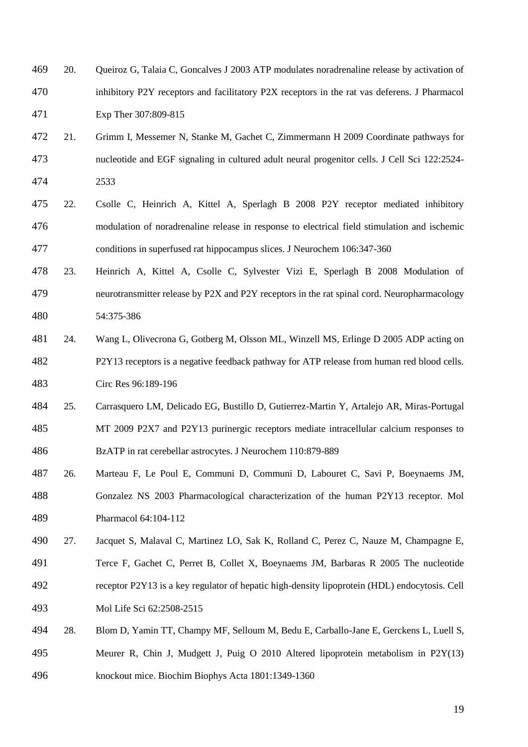20. Queiroz G, Talaia C, Goncalves J 2003 ATP modulates noradrenaline release by activation of inhibitory P2Y receptors and facilitatory P2X receptors in the rat vas deferens. J Pharmacol Exp Ther 307:809-815

21. Grimm I, Messemer N, Stanke M, Gachet C, Zimmermann H 2009 Coordinate pathways for nucleotide and EGF signaling in cultured adult neural progenitor cells. J Cell Sci 122:2524-2533

22. Csolle C, Heinrich A, Kittel A, Sperlagh B 2008 P2Y receptor mediated inhibitory modulation of noradrenaline release in response to electrical field stimulation and ischemic conditions in superfused rat hippocampus slices. J Neurochem 106:347-360

23. Heinrich A, Kittel A, Csolle C, Sylvester Vizi E, Sperlagh B 2008 Modulation of neurotransmitter release by P2X and P2Y receptors in the rat spinal cord. Neuropharmacology 54:375-386

24. Wang L, Olivecrona G, Gotberg M, Olsson ML, Winzell MS, Erlinge D 2005 ADP acting on P2Y13 receptors is a negative feedback pathway for ATP release from human red blood cells. Circ Res 96:189-196

25. Carrasquero LM, Delicado EG, Bustillo D, Gutierrez-Martin Y, Artalejo AR, Miras-Portugal MT 2009 P2X7 and P2Y13 purinergic receptors mediate intracellular calcium responses to BzATP in rat cerebellar astrocytes. J Neurochem 110:879-889

26. Marteau F, Le Poul E, Communi D, Communi D, Labouret C, Savi P, Boeynaems JM, Gonzalez NS 2003 Pharmacological characterization of the human P2Y13 receptor. Mol Pharmacol 64:104-112

27. Jacquet S, Malaval C, Martinez LO, Sak K, Rolland C, Perez C, Nauze M, Champagne E, Terce F, Gachet C, Perret B, Collet X, Boeynaems JM, Barbaras R 2005 The nucleotide receptor P2Y13 is a key regulator of hepatic high-density lipoprotein (HDL) endocytosis. Cell Mol Life Sci 62:2508-2515

28. Blom D, Yamin TT, Champy MF, Selloum M, Bedu E, Carballo-Jane E, Gerckens L, Luell S, Meurer R, Chin J, Mudgett J, Puig O 2010 Altered lipoprotein metabolism in P2Y(13) knockout mice. Biochim Biophys Acta 1801:1349-1360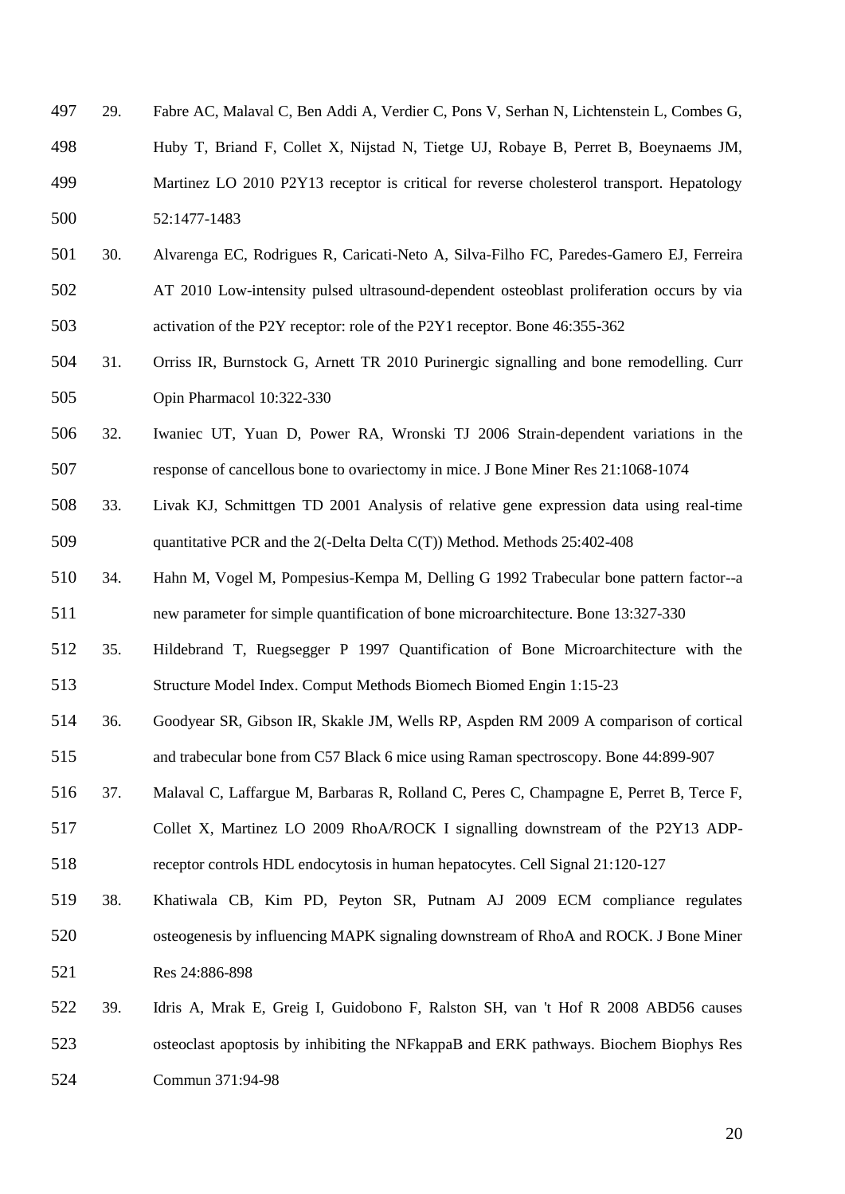29. Fabre AC, Malaval C, Ben Addi A, Verdier C, Pons V, Serhan N, Lichtenstein L, Combes G, Huby T, Briand F, Collet X, Nijstad N, Tietge UJ, Robaye B, Perret B, Boeynaems JM, Martinez LO 2010 P2Y13 receptor is critical for reverse cholesterol transport. Hepatology 52:1477-1483
30. Alvarenga EC, Rodrigues R, Caricati-Neto A, Silva-Filho FC, Paredes-Gamero EJ, Ferreira AT 2010 Low-intensity pulsed ultrasound-dependent osteoblast proliferation occurs by via activation of the P2Y receptor: role of the P2Y1 receptor. Bone 46:355-362
31. Orriss IR, Burnstock G, Arnett TR 2010 Purinergic signalling and bone remodelling. Curr Opin Pharmacol 10:322-330
32. Iwaniec UT, Yuan D, Power RA, Wronski TJ 2006 Strain-dependent variations in the response of cancellous bone to ovariectomy in mice. J Bone Miner Res 21:1068-1074
33. Livak KJ, Schmittgen TD 2001 Analysis of relative gene expression data using real-time quantitative PCR and the 2(-Delta Delta C(T)) Method. Methods 25:402-408
34. Hahn M, Vogel M, Pompesius-Kempa M, Delling G 1992 Trabecular bone pattern factor--a new parameter for simple quantification of bone microarchitecture. Bone 13:327-330
35. Hildebrand T, Ruegsegger P 1997 Quantification of Bone Microarchitecture with the Structure Model Index. Comput Methods Biomech Biomed Engin 1:15-23
36. Goodyear SR, Gibson IR, Skakle JM, Wells RP, Aspden RM 2009 A comparison of cortical and trabecular bone from C57 Black 6 mice using Raman spectroscopy. Bone 44:899-907
37. Malaval C, Laffargue M, Barbaras R, Rolland C, Peres C, Champagne E, Perret B, Terce F, Collet X, Martinez LO 2009 RhoA/ROCK I signalling downstream of the P2Y13 ADP-receptor controls HDL endocytosis in human hepatocytes. Cell Signal 21:120-127
38. Khatiwala CB, Kim PD, Peyton SR, Putnam AJ 2009 ECM compliance regulates osteogenesis by influencing MAPK signaling downstream of RhoA and ROCK. J Bone Miner Res 24:886-898
39. Idris A, Mrak E, Greig I, Guidobono F, Ralston SH, van 't Hof R 2008 ABD56 causes osteoclast apoptosis by inhibiting the NFkappaB and ERK pathways. Biochem Biophys Res Commun 371:94-98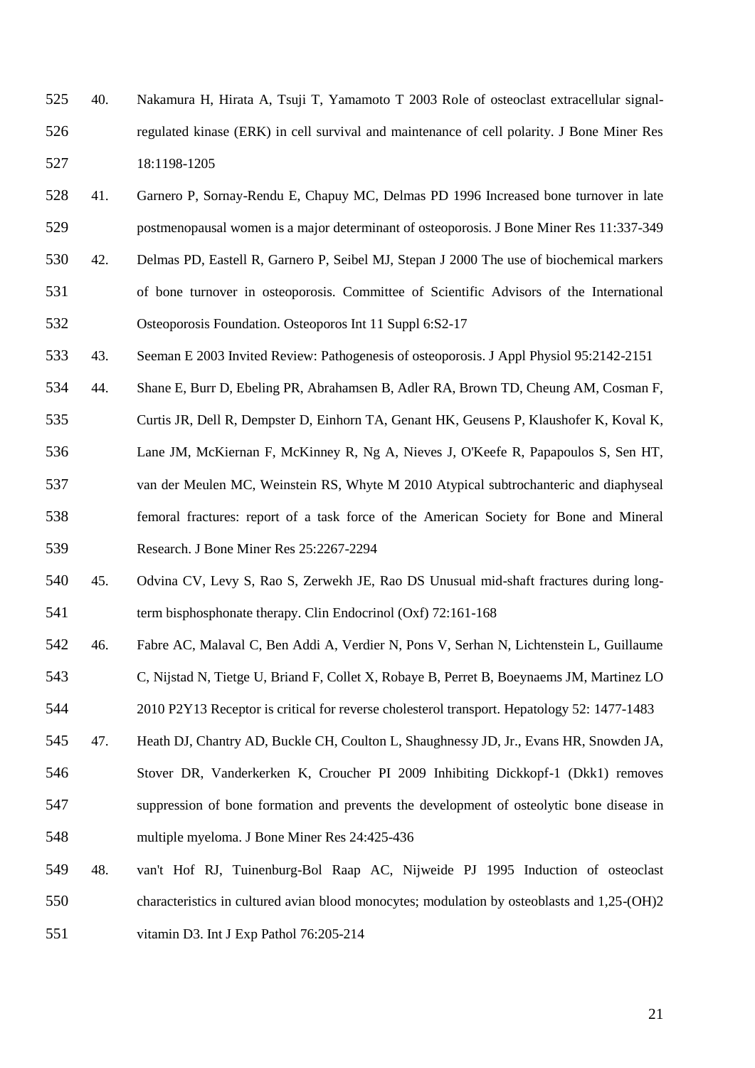40. Nakamura H, Hirata A, Tsuji T, Yamamoto T 2003 Role of osteoclast extracellular signal-regulated kinase (ERK) in cell survival and maintenance of cell polarity. J Bone Miner Res 18:1198-1205
41. Garnero P, Sornay-Rendu E, Chapuy MC, Delmas PD 1996 Increased bone turnover in late postmenopausal women is a major determinant of osteoporosis. J Bone Miner Res 11:337-349
42. Delmas PD, Eastell R, Garnero P, Seibel MJ, Stepan J 2000 The use of biochemical markers of bone turnover in osteoporosis. Committee of Scientific Advisors of the International Osteoporosis Foundation. Osteoporos Int 11 Suppl 6:S2-17
43. Seeman E 2003 Invited Review: Pathogenesis of osteoporosis. J Appl Physiol 95:2142-2151
44. Shane E, Burr D, Ebeling PR, Abrahamsen B, Adler RA, Brown TD, Cheung AM, Cosman F, Curtis JR, Dell R, Dempster D, Einhorn TA, Genant HK, Geusens P, Klaushofer K, Koval K, Lane JM, McKiernan F, McKinney R, Ng A, Nieves J, O'Keefe R, Papapoulos S, Sen HT, van der Meulen MC, Weinstein RS, Whyte M 2010 Atypical subtrochanteric and diaphyseal femoral fractures: report of a task force of the American Society for Bone and Mineral Research. J Bone Miner Res 25:2267-2294
45. Odvina CV, Levy S, Rao S, Zerwekh JE, Rao DS Unusual mid-shaft fractures during long-term bisphosphonate therapy. Clin Endocrinol (Oxf) 72:161-168
46. Fabre AC, Malaval C, Ben Addi A, Verdier N, Pons V, Serhan N, Lichtenstein L, Guillaume C, Nijstad N, Tietge U, Briand F, Collet X, Robaye B, Perret B, Boeynaems JM, Martinez LO 2010 P2Y13 Receptor is critical for reverse cholesterol transport. Hepatology 52: 1477-1483
47. Heath DJ, Chantry AD, Buckle CH, Coulton L, Shaughnessy JD, Jr., Evans HR, Snowden JA, Stover DR, Vanderkerken K, Croucher PI 2009 Inhibiting Dickkopf-1 (Dkk1) removes suppression of bone formation and prevents the development of osteolytic bone disease in multiple myeloma. J Bone Miner Res 24:425-436
48. van't Hof RJ, Tuinenburg-Bol Raap AC, Nijweide PJ 1995 Induction of osteoclast characteristics in cultured avian blood monocytes; modulation by osteoblasts and 1,25-(OH)2 vitamin D3. Int J Exp Pathol 76:205-214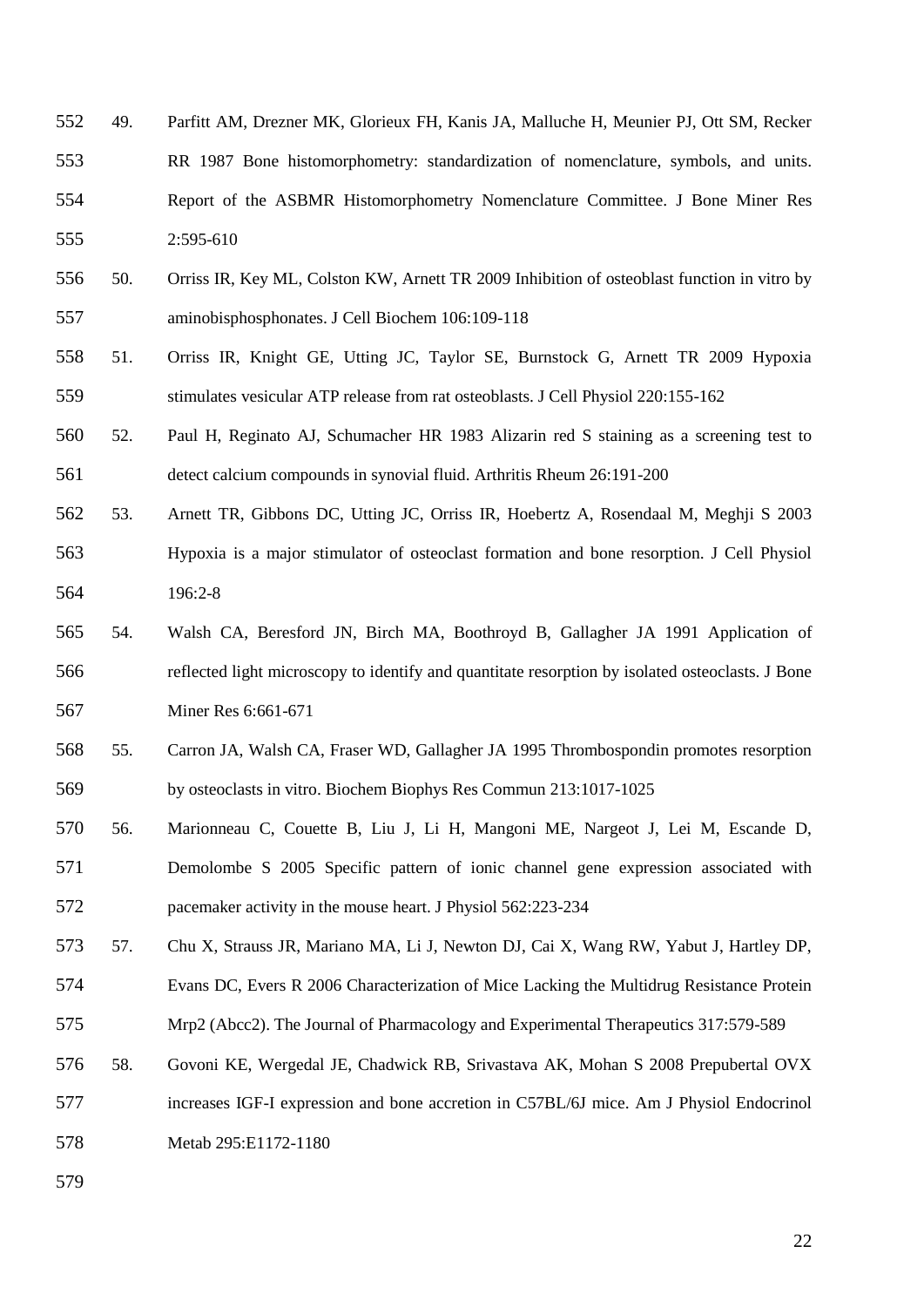49. Parfitt AM, Drezner MK, Glorieux FH, Kanis JA, Malluche H, Meunier PJ, Ott SM, Recker RR 1987 Bone histomorphometry: standardization of nomenclature, symbols, and units. Report of the ASBMR Histomorphometry Nomenclature Committee. J Bone Miner Res 2:595-610
50. Orriss IR, Key ML, Colston KW, Arnett TR 2009 Inhibition of osteoblast function in vitro by aminobisphosphonates. J Cell Biochem 106:109-118
51. Orriss IR, Knight GE, Utting JC, Taylor SE, Burnstock G, Arnett TR 2009 Hypoxia stimulates vesicular ATP release from rat osteoblasts. J Cell Physiol 220:155-162
52. Paul H, Reginato AJ, Schumacher HR 1983 Alizarin red S staining as a screening test to detect calcium compounds in synovial fluid. Arthritis Rheum 26:191-200
53. Arnett TR, Gibbons DC, Utting JC, Orriss IR, Hoebertz A, Rosendaal M, Meghji S 2003 Hypoxia is a major stimulator of osteoclast formation and bone resorption. J Cell Physiol 196:2-8
54. Walsh CA, Beresford JN, Birch MA, Boothroyd B, Gallagher JA 1991 Application of reflected light microscopy to identify and quantitate resorption by isolated osteoclasts. J Bone Miner Res 6:661-671
55. Carron JA, Walsh CA, Fraser WD, Gallagher JA 1995 Thrombospondin promotes resorption by osteoclasts in vitro. Biochem Biophys Res Commun 213:1017-1025
56. Marionneau C, Couette B, Liu J, Li H, Mangoni ME, Nargeot J, Lei M, Escande D, Demolombe S 2005 Specific pattern of ionic channel gene expression associated with pacemaker activity in the mouse heart. J Physiol 562:223-234
57. Chu X, Strauss JR, Mariano MA, Li J, Newton DJ, Cai X, Wang RW, Yabut J, Hartley DP, Evans DC, Evers R 2006 Characterization of Mice Lacking the Multidrug Resistance Protein Mrp2 (Abcc2). The Journal of Pharmacology and Experimental Therapeutics 317:579-589
58. Govoni KE, Wergedal JE, Chadwick RB, Srivastava AK, Mohan S 2008 Prepubertal OVX increases IGF-I expression and bone accretion in C57BL/6J mice. Am J Physiol Endocrinol Metab 295:E1172-1180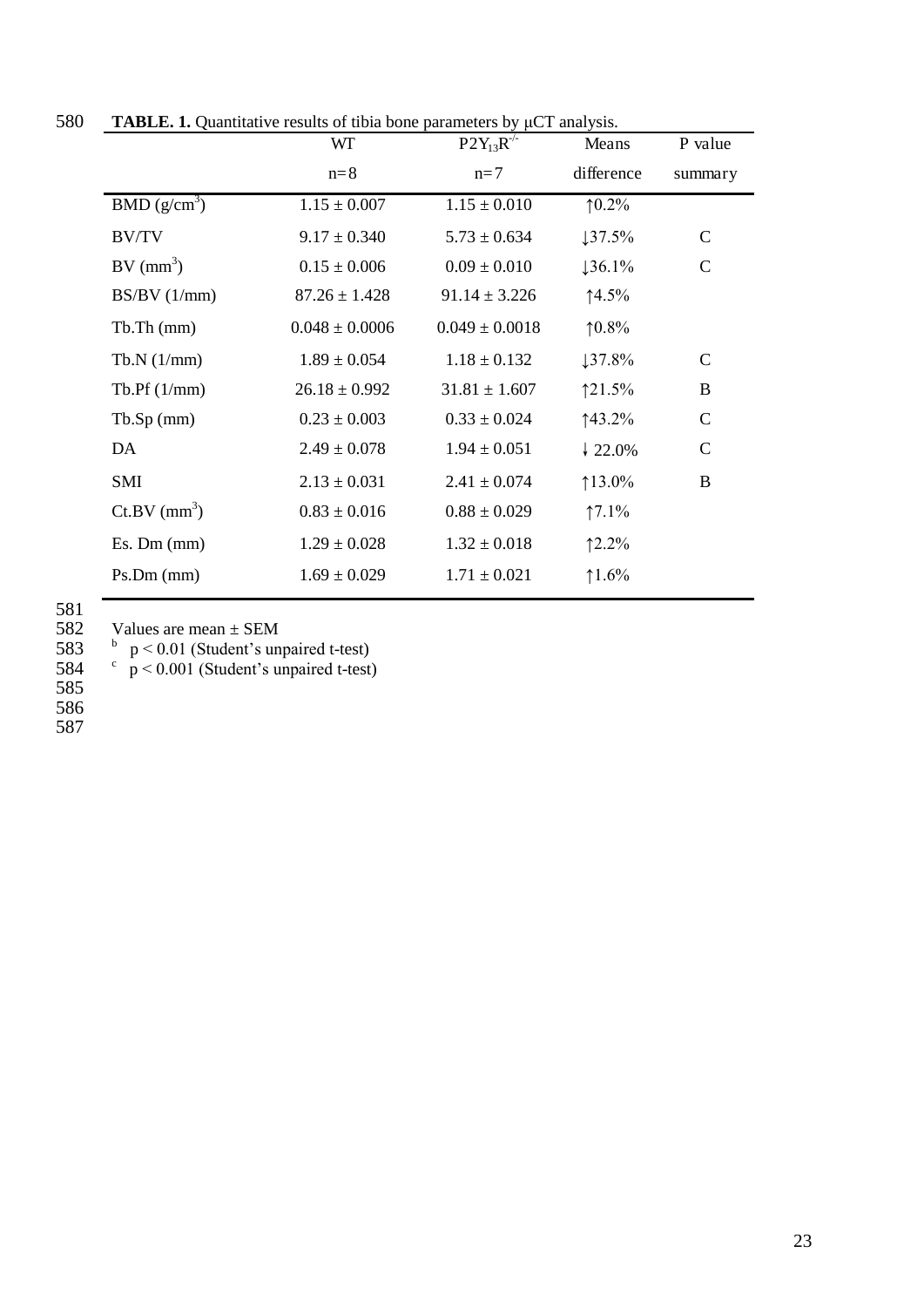**TABLE. 1.** Quantitative results of tibia bone parameters by μCT analysis.

| | WT n=8 | $P2Y_{13}R^{-/-}$ n=7 | Means difference | P value summary |
|---|---|---|---|---|
| BMD ($g/cm^3$) | 1.15 ± 0.007 | 1.15 ± 0.010 | ↑0.2% | |
| BV/TV | 9.17 ± 0.340 | 5.73 ± 0.634 | ↓37.5% | C |
| BV ($mm^3$) | 0.15 ± 0.006 | 0.09 ± 0.010 | ↓36.1% | C |
| BS/BV (1/mm) | 87.26 ± 1.428 | 91.14 ± 3.226 | ↑4.5% | |
| Tb.Th (mm) | 0.048 ± 0.0006 | 0.049 ± 0.0018 | ↑0.8% | |
| Tb.N (1/mm) | 1.89 ± 0.054 | 1.18 ± 0.132 | ↓37.8% | C |
| Tb.Pf (1/mm) | 26.18 ± 0.992 | 31.81 ± 1.607 | ↑21.5% | B |
| Tb.Sp (mm) | 0.23 ± 0.003 | 0.33 ± 0.024 | ↑43.2% | C |
| DA | 2.49 ± 0.078 | 1.94 ± 0.051 | ↓ 22.0% | C |
| SMI | 2.13 ± 0.031 | 2.41 ± 0.074 | ↑13.0% | B |
| Ct.BV ($mm^3$) | 0.83 ± 0.016 | 0.88 ± 0.029 | ↑7.1% | |
| Es. Dm (mm) | 1.29 ± 0.028 | 1.32 ± 0.018 | ↑2.2% | |
| Ps.Dm (mm) | 1.69 ± 0.029 | 1.71 ± 0.021 | ↑1.6% | |

Values are mean ± SEM

[b] $p < 0.01$ (Student's unpaired t-test)

[c] $p < 0.001$ (Student's unpaired t-test)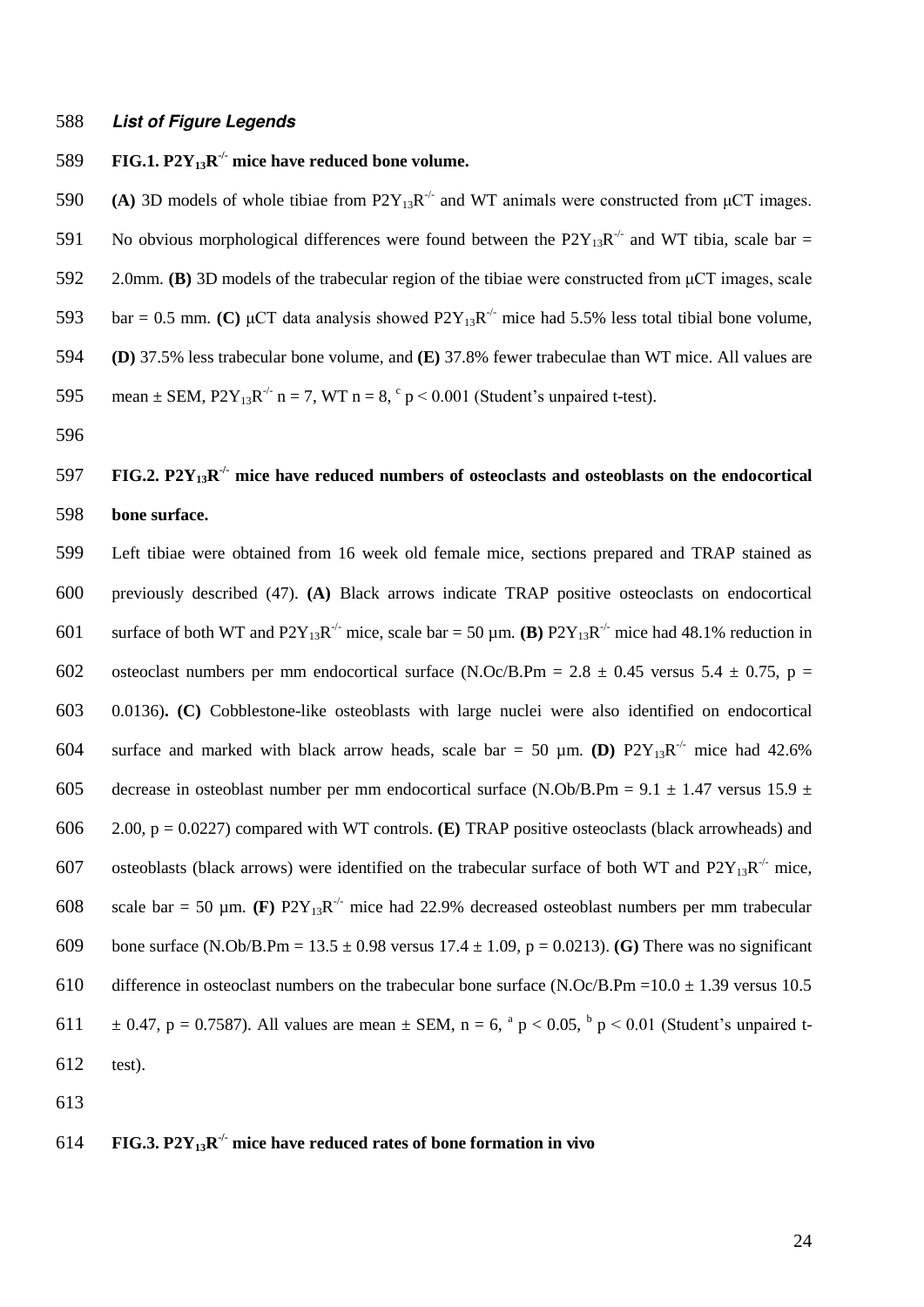***List of Figure Legends***

**FIG.1. $P2Y_{13}R^{-/-}$ mice have reduced bone volume.**

**(A)** 3D models of whole tibiae from $P2Y_{13}R^{-/-}$ and WT animals were constructed from μCT images. No obvious morphological differences were found between the $P2Y_{13}R^{-/-}$ and WT tibia, scale bar = 2.0mm. **(B)** 3D models of the trabecular region of the tibiae were constructed from μCT images, scale bar = 0.5 mm. **(C)** μCT data analysis showed $P2Y_{13}R^{-/-}$ mice had 5.5% less total tibial bone volume, **(D)** 37.5% less trabecular bone volume, and **(E)** 37.8% fewer trabeculae than WT mice. All values are mean ± SEM, $P2Y_{13}R^{-/-}$ n = 7, WT n = 8, [c] $p < 0.001$ (Student's unpaired t-test).

**FIG.2. $P2Y_{13}R^{-/-}$ mice have reduced numbers of osteoclasts and osteoblasts on the endocortical bone surface.**

Left tibiae were obtained from 16 week old female mice, sections prepared and TRAP stained as previously described (47). **(A)** Black arrows indicate TRAP positive osteoclasts on endocortical surface of both WT and $P2Y_{13}R^{-/-}$ mice, scale bar = 50 µm. **(B)** $P2Y_{13}R^{-/-}$ mice had 48.1% reduction in osteoclast numbers per mm endocortical surface (N.Oc/B.Pm = 2.8 ± 0.45 versus 5.4 ± 0.75, $p = 0.0136$)**.** **(C)** Cobblestone-like osteoblasts with large nuclei were also identified on endocortical surface and marked with black arrow heads, scale bar = 50 µm. **(D)** $P2Y_{13}R^{-/-}$ mice had 42.6% decrease in osteoblast number per mm endocortical surface (N.Ob/B.Pm = 9.1 ± 1.47 versus 15.9 ± 2.00, $p = 0.0227$) compared with WT controls. **(E)** TRAP positive osteoclasts (black arrowheads) and osteoblasts (black arrows) were identified on the trabecular surface of both WT and $P2Y_{13}R^{-/-}$ mice, scale bar = 50 µm. **(F)** $P2Y_{13}R^{-/-}$ mice had 22.9% decreased osteoblast numbers per mm trabecular bone surface (N.Ob/B.Pm = 13.5 ± 0.98 versus 17.4 ± 1.09, $p = 0.0213$). **(G)** There was no significant difference in osteoclast numbers on the trabecular bone surface (N.Oc/B.Pm =10.0 ± 1.39 versus 10.5 ± 0.47, $p = 0.7587$). All values are mean ± SEM, n = 6, [a] $p < 0.05$, [b] $p < 0.01$ (Student's unpaired t-test).

**FIG.3. $P2Y_{13}R^{-/-}$ mice have reduced rates of bone formation in vivo**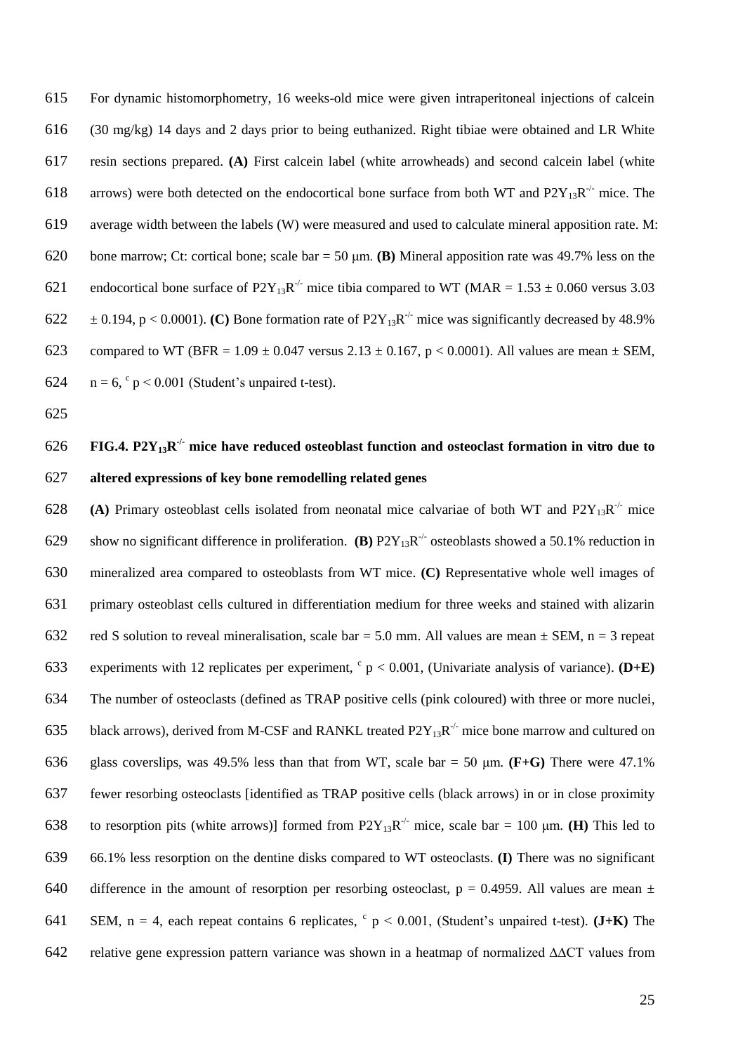For dynamic histomorphometry, 16 weeks-old mice were given intraperitoneal injections of calcein (30 mg/kg) 14 days and 2 days prior to being euthanized. Right tibiae were obtained and LR White resin sections prepared. **(A)** First calcein label (white arrowheads) and second calcein label (white arrows) were both detected on the endocortical bone surface from both WT and $P2Y_{13}R^{-/-}$ mice. The average width between the labels (W) were measured and used to calculate mineral apposition rate. M: bone marrow; Ct: cortical bone; scale bar = 50 μm. **(B)** Mineral apposition rate was 49.7% less on the endocortical bone surface of $P2Y_{13}R^{-/-}$ mice tibia compared to WT (MAR = 1.53 ± 0.060 versus 3.03 ± 0.194, $p < 0.0001$). **(C)** Bone formation rate of $P2Y_{13}R^{-/-}$ mice was significantly decreased by 48.9% compared to WT (BFR = 1.09 ± 0.047 versus 2.13 ± 0.167, $p < 0.0001$). All values are mean ± SEM, n = 6, $^{c}$ $p < 0.001$ (Student's unpaired t-test).

**FIG.4. $P2Y_{13}R^{-/-}$ mice have reduced osteoblast function and osteoclast formation in vitro due to altered expressions of key bone remodelling related genes**

**(A)** Primary osteoblast cells isolated from neonatal mice calvariae of both WT and $P2Y_{13}R^{-/-}$ mice show no significant difference in proliferation. **(B)** $P2Y_{13}R^{-/-}$ osteoblasts showed a 50.1% reduction in mineralized area compared to osteoblasts from WT mice. **(C)** Representative whole well images of primary osteoblast cells cultured in differentiation medium for three weeks and stained with alizarin red S solution to reveal mineralisation, scale bar = 5.0 mm. All values are mean ± SEM, n = 3 repeat experiments with 12 replicates per experiment, $^{c}$ $p < 0.001$, (Univariate analysis of variance). **(D+E)** The number of osteoclasts (defined as TRAP positive cells (pink coloured) with three or more nuclei, black arrows), derived from M-CSF and RANKL treated $P2Y_{13}R^{-/-}$ mice bone marrow and cultured on glass coverslips, was 49.5% less than that from WT, scale bar = 50 μm. **(F+G)** There were 47.1% fewer resorbing osteoclasts [identified as TRAP positive cells (black arrows) in or in close proximity to resorption pits (white arrows)] formed from $P2Y_{13}R^{-/-}$ mice, scale bar = 100 μm. **(H)** This led to 66.1% less resorption on the dentine disks compared to WT osteoclasts. **(I)** There was no significant difference in the amount of resorption per resorbing osteoclast, $p = 0.4959$. All values are mean ± SEM, n = 4, each repeat contains 6 replicates, $^{c}$ $p < 0.001$, (Student's unpaired t-test). **(J+K)** The relative gene expression pattern variance was shown in a heatmap of normalized $\Delta\Delta$CT values from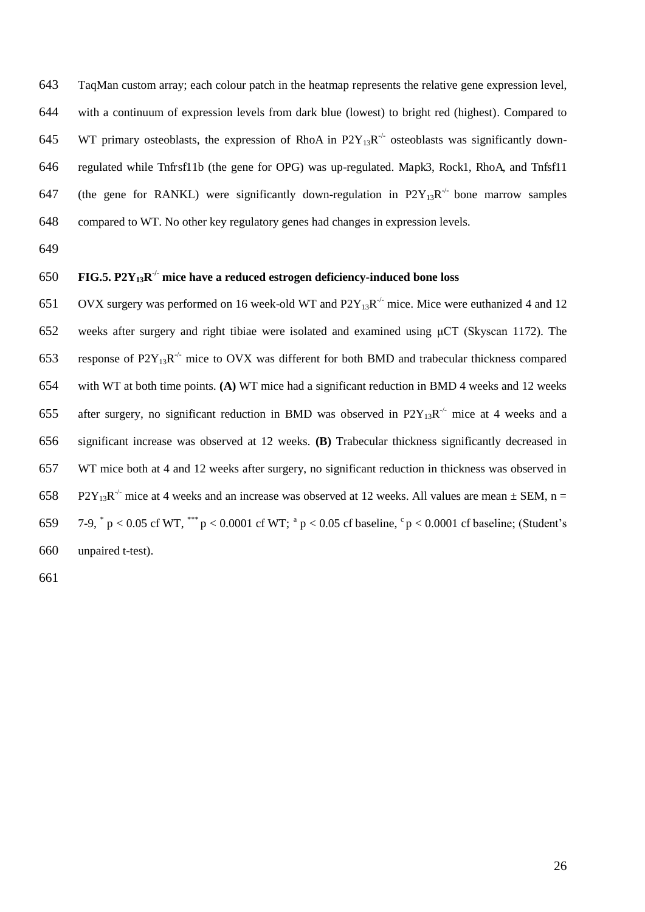TaqMan custom array; each colour patch in the heatmap represents the relative gene expression level, with a continuum of expression levels from dark blue (lowest) to bright red (highest). Compared to WT primary osteoblasts, the expression of RhoA in $P2Y_{13}R^{-/-}$ osteoblasts was significantly down-regulated while Tnfrsf11b (the gene for OPG) was up-regulated. Mapk3, Rock1, RhoA, and Tnfsf11 (the gene for RANKL) were significantly down-regulation in $P2Y_{13}R^{-/-}$ bone marrow samples compared to WT. No other key regulatory genes had changes in expression levels.

**FIG.5. $P2Y_{13}R^{-/-}$ mice have a reduced estrogen deficiency-induced bone loss**

OVX surgery was performed on 16 week-old WT and $P2Y_{13}R^{-/-}$ mice. Mice were euthanized 4 and 12 weeks after surgery and right tibiae were isolated and examined using μCT (Skyscan 1172). The response of $P2Y_{13}R^{-/-}$ mice to OVX was different for both BMD and trabecular thickness compared with WT at both time points. **(A)** WT mice had a significant reduction in BMD 4 weeks and 12 weeks after surgery, no significant reduction in BMD was observed in $P2Y_{13}R^{-/-}$ mice at 4 weeks and a significant increase was observed at 12 weeks. **(B)** Trabecular thickness significantly decreased in WT mice both at 4 and 12 weeks after surgery, no significant reduction in thickness was observed in $P2Y_{13}R^{-/-}$ mice at 4 weeks and an increase was observed at 12 weeks. All values are mean ± SEM, n = 7-9, $^{*}$ $p < 0.05$ cf WT, $^{***}$ $p < 0.0001$ cf WT; $^{a}$ $p < 0.05$ cf baseline, $^{c}$ $p < 0.0001$ cf baseline; (Student's unpaired t-test).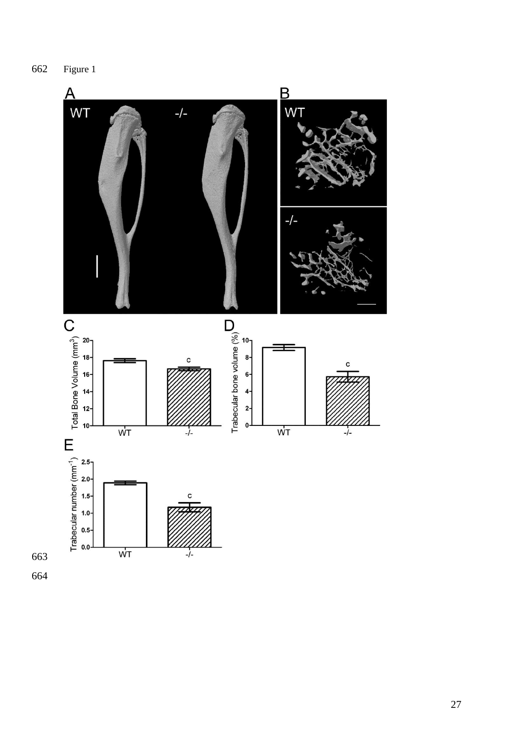Figure 1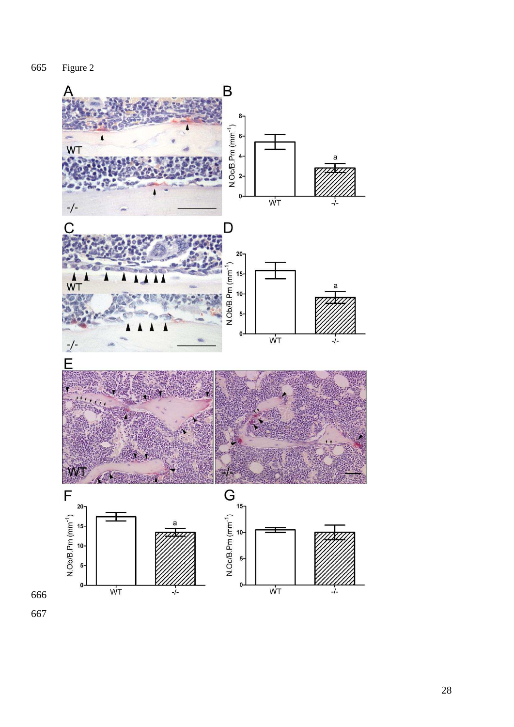Figure 2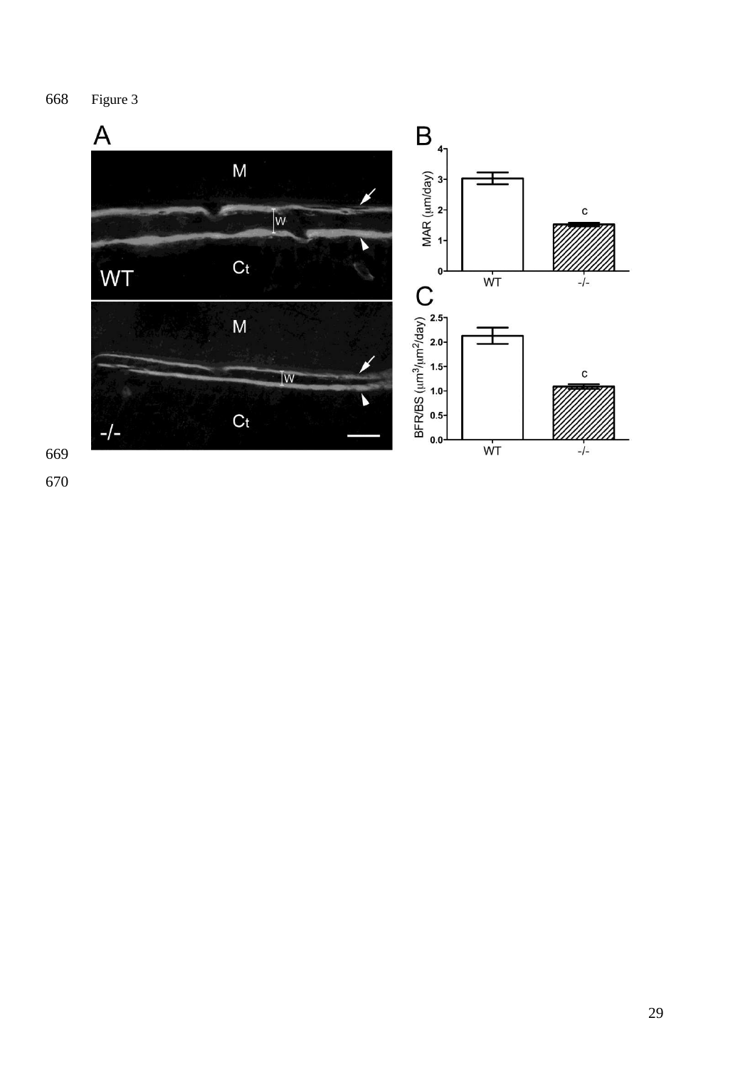Figure 3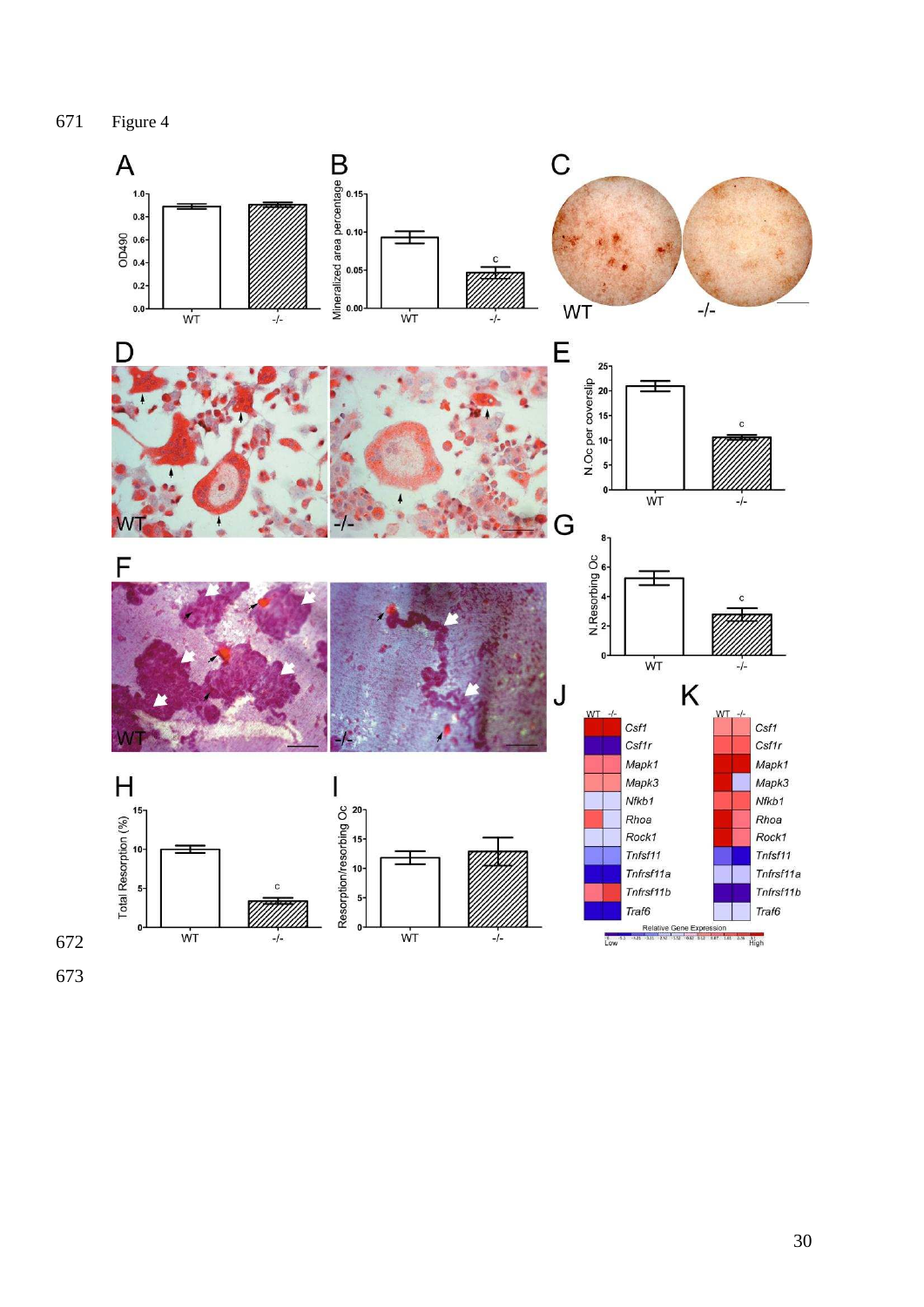671 Figure 4

672

673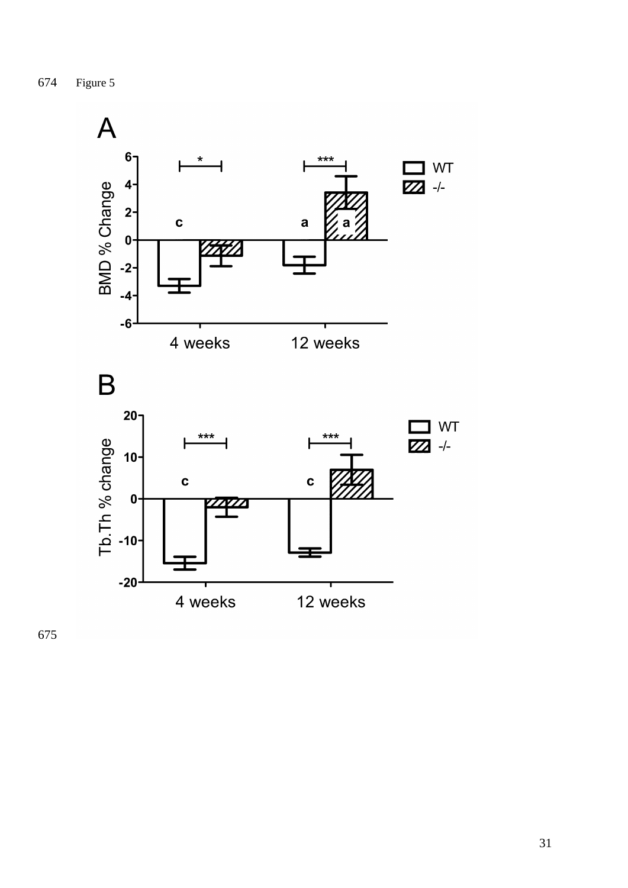Figure 5

A

BMD % Change

6
4
2
0
-2
-4
-6

*
***

c
a
a

4 weeks
12 weeks

WT
-/-

B

Tb.Th % change

20
10
0
-10
-20

***
***

c
c

4 weeks
12 weeks

WT
-/-